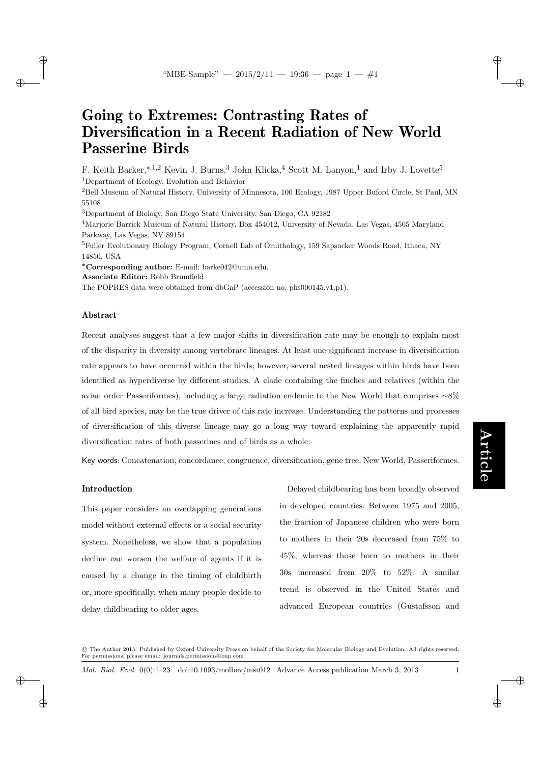# Going to Extremes: Contrasting Rates of Diversification in a Recent Radiation of New World Passerine Birds

F. Keith Barker,[\*,1,2] Kevin J. Burns,[3] John Klicka,[4] Scott M. Lanyon,[1] and Irby J. Lovette[5]

[1]Department of Ecology, Evolution and Behavior

[2]Bell Museum of Natural History, University of Minnesota, 100 Ecology, 1987 Upper Buford Circle, St Paul, MN 55108

[3]Department of Biology, San Diego State University, San Diego, CA 92182

[4]Marjorie Barrick Museum of Natural History, Box 454012, University of Nevada, Las Vegas, 4505 Maryland Parkway, Las Vegas, NV 89154

[5]Fuller Evolutionary Biology Program, Cornell Lab of Ornithology, 159 Sapsucker Woods Road, Ithaca, NY 14850, USA

**\*Corresponding author:** E-mail: barke042@umn.edu.

**Associate Editor:** Robb Brumfield

The POPRES data were obtained from dbGaP (accession no. phs000145.v1.p1).

### Abstract

Recent analyses suggest that a few major shifts in diversification rate may be enough to explain most of the disparity in diversity among vertebrate lineages. At least one significant increase in diversification rate appears to have occurred within the birds; however, several nested lineages within birds have been identified as hyperdiverse by different studies. A clade containing the finches and relatives (within the avian order Passeriformes), including a large radiation endemic to the New World that comprises ∼8% of all bird species, may be the true driver of this rate increase. Understanding the patterns and processes of diversification of this diverse lineage may go a long way toward explaining the apparently rapid diversification rates of both passerines and of birds as a whole.

Key words: Concatenation, concordance, congruence, diversification, gene tree, New World, Passeriformes.

### Introduction

This paper considers an overlapping generations model without external effects or a social security system. Nonetheless, we show that a population decline can worsen the welfare of agents if it is caused by a change in the timing of childbirth or, more specifically, when many people decide to delay childbearing to older ages.

Delayed childbearing has been broadly observed in developed countries. Between 1975 and 2005, the fraction of Japanese children who were born to mothers in their 20s decreased from 75% to 45%, whereas those born to mothers in their 30s increased from 20% to 52%. A similar trend is observed in the United States and advanced European countries (Gustafsson and

© The Author 2013. Published by Oxford University Press on behalf of the Society for Molecular Biology and Evolution. All rights reserved. For permissions, please email: journals.permissions@oup.com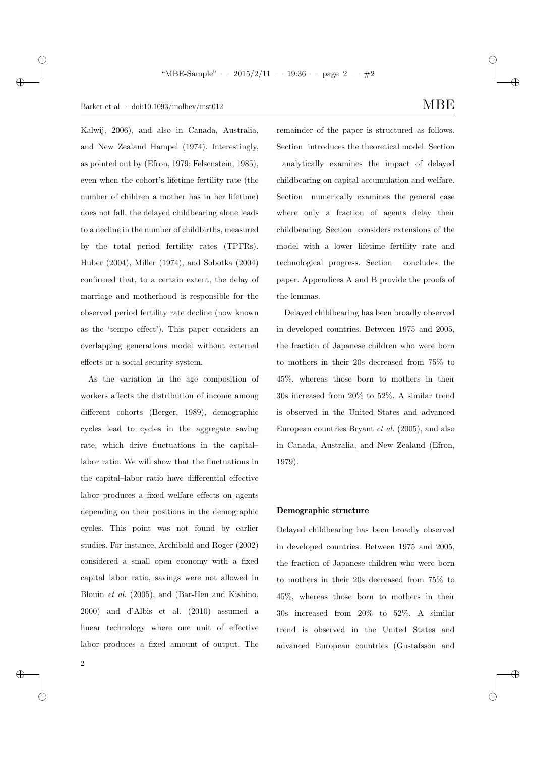Kalwij, 2006), and also in Canada, Australia, and New Zealand Hampel (1974). Interestingly, as pointed out by (Efron, 1979; Felsenstein, 1985), even when the cohort's lifetime fertility rate (the number of children a mother has in her lifetime) does not fall, the delayed childbearing alone leads to a decline in the number of childbirths, measured by the total period fertility rates (TPFRs). Huber (2004), Miller (1974), and Sobotka (2004) confirmed that, to a certain extent, the delay of marriage and motherhood is responsible for the observed period fertility rate decline (now known as the 'tempo effect'). This paper considers an overlapping generations model without external effects or a social security system.

As the variation in the age composition of workers affects the distribution of income among different cohorts (Berger, 1989), demographic cycles lead to cycles in the aggregate saving rate, which drive fluctuations in the capital–labor ratio. We will show that the fluctuations in the capital–labor ratio have differential effective labor produces a fixed welfare effects on agents depending on their positions in the demographic cycles. This point was not found by earlier studies. For instance, Archibald and Roger (2002) considered a small open economy with a fixed capital–labor ratio, savings were not allowed in Blouin *et al.* (2005), and (Bar-Hen and Kishino, 2000) and d'Albis et al. (2010) assumed a linear technology where one unit of effective labor produces a fixed amount of output. The remainder of the paper is structured as follows. Section introduces the theoretical model. Section analytically examines the impact of delayed childbearing on capital accumulation and welfare. Section numerically examines the general case where only a fraction of agents delay their childbearing. Section considers extensions of the model with a lower lifetime fertility rate and technological progress. Section concludes the paper. Appendices A and B provide the proofs of the lemmas.

Delayed childbearing has been broadly observed in developed countries. Between 1975 and 2005, the fraction of Japanese children who were born to mothers in their 20s decreased from 75% to 45%, whereas those born to mothers in their 30s increased from 20% to 52%. A similar trend is observed in the United States and advanced European countries Bryant *et al.* (2005), and also in Canada, Australia, and New Zealand (Efron, 1979).

### Demographic structure

Delayed childbearing has been broadly observed in developed countries. Between 1975 and 2005, the fraction of Japanese children who were born to mothers in their 20s decreased from 75% to 45%, whereas those born to mothers in their 30s increased from 20% to 52%. A similar trend is observed in the United States and advanced European countries (Gustafsson and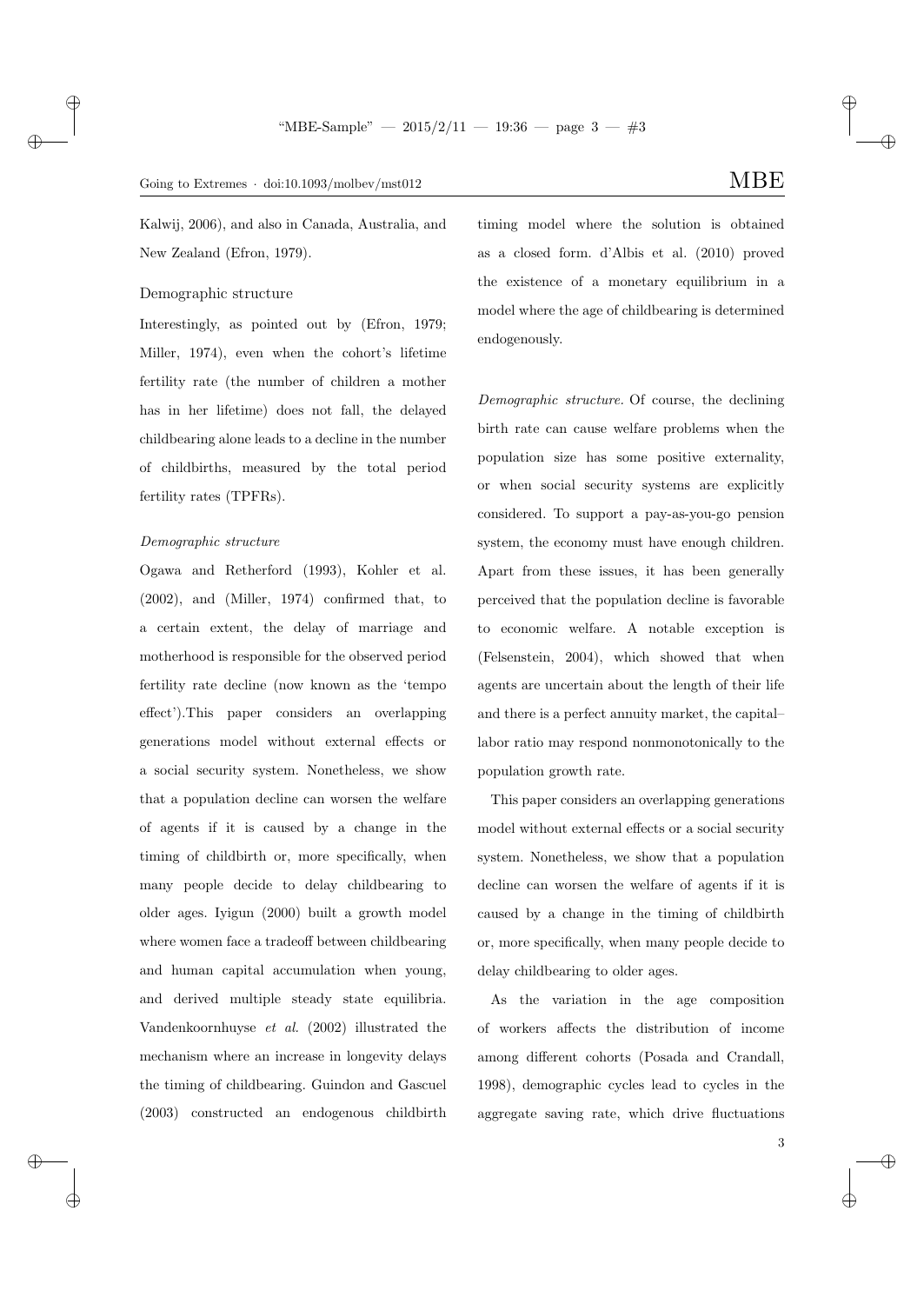Kalwij, 2006), and also in Canada, Australia, and New Zealand (Efron, 1979).

### Demographic structure

Interestingly, as pointed out by (Efron, 1979; Miller, 1974), even when the cohort's lifetime fertility rate (the number of children a mother has in her lifetime) does not fall, the delayed childbearing alone leads to a decline in the number of childbirths, measured by the total period fertility rates (TPFRs).

#### *Demographic structure*

Ogawa and Retherford (1993), Kohler et al. (2002), and (Miller, 1974) confirmed that, to a certain extent, the delay of marriage and motherhood is responsible for the observed period fertility rate decline (now known as the 'tempo effect').This paper considers an overlapping generations model without external effects or a social security system. Nonetheless, we show that a population decline can worsen the welfare of agents if it is caused by a change in the timing of childbirth or, more specifically, when many people decide to delay childbearing to older ages. Iyigun (2000) built a growth model where women face a tradeoff between childbearing and human capital accumulation when young, and derived multiple steady state equilibria. Vandenkoornhuyse *et al.* (2002) illustrated the mechanism where an increase in longevity delays the timing of childbearing. Guindon and Gascuel (2003) constructed an endogenous childbirth timing model where the solution is obtained as a closed form. d'Albis et al. (2010) proved the existence of a monetary equilibrium in a model where the age of childbearing is determined endogenously.

*Demographic structure.* Of course, the declining birth rate can cause welfare problems when the population size has some positive externality, or when social security systems are explicitly considered. To support a pay-as-you-go pension system, the economy must have enough children. Apart from these issues, it has been generally perceived that the population decline is favorable to economic welfare. A notable exception is (Felsenstein, 2004), which showed that when agents are uncertain about the length of their life and there is a perfect annuity market, the capital–labor ratio may respond nonmonotonically to the population growth rate.

This paper considers an overlapping generations model without external effects or a social security system. Nonetheless, we show that a population decline can worsen the welfare of agents if it is caused by a change in the timing of childbirth or, more specifically, when many people decide to delay childbearing to older ages.

As the variation in the age composition of workers affects the distribution of income among different cohorts (Posada and Crandall, 1998), demographic cycles lead to cycles in the aggregate saving rate, which drive fluctuations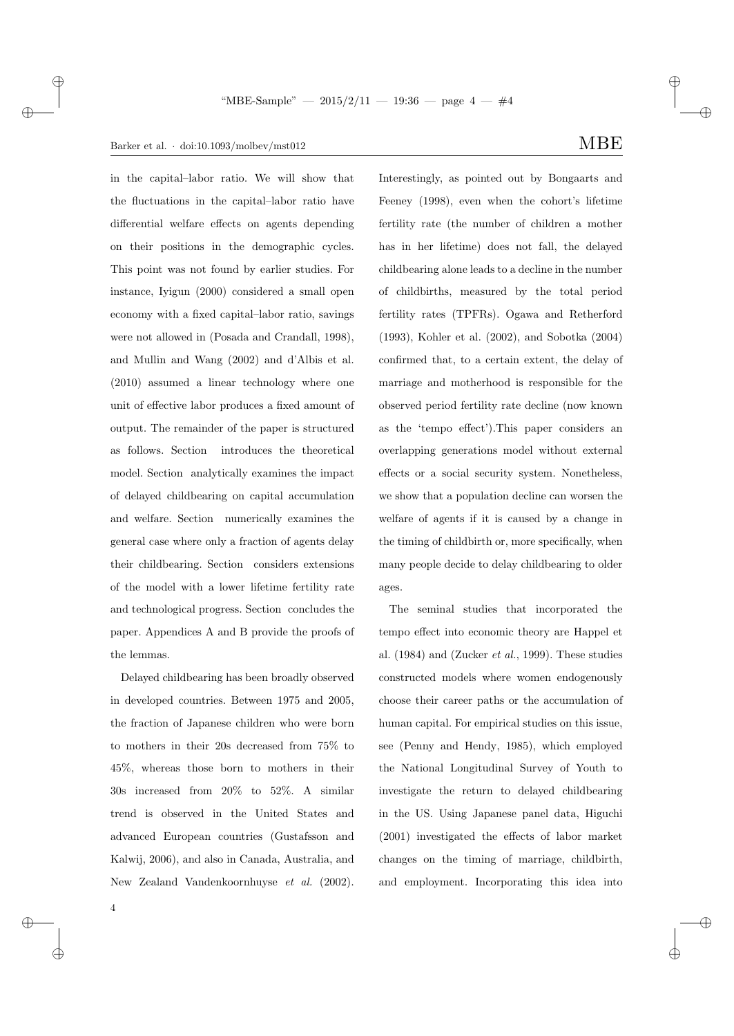in the capital–labor ratio. We will show that the fluctuations in the capital–labor ratio have differential welfare effects on agents depending on their positions in the demographic cycles. This point was not found by earlier studies. For instance, Iyigun (2000) considered a small open economy with a fixed capital–labor ratio, savings were not allowed in (Posada and Crandall, 1998), and Mullin and Wang (2002) and d'Albis et al. (2010) assumed a linear technology where one unit of effective labor produces a fixed amount of output. The remainder of the paper is structured as follows. Section  introduces the theoretical model. Section  analytically examines the impact of delayed childbearing on capital accumulation and welfare. Section  numerically examines the general case where only a fraction of agents delay their childbearing. Section  considers extensions of the model with a lower lifetime fertility rate and technological progress. Section  concludes the paper. Appendices A and B provide the proofs of the lemmas.

Delayed childbearing has been broadly observed in developed countries. Between 1975 and 2005, the fraction of Japanese children who were born to mothers in their 20s decreased from 75% to 45%, whereas those born to mothers in their 30s increased from 20% to 52%. A similar trend is observed in the United States and advanced European countries (Gustafsson and Kalwij, 2006), and also in Canada, Australia, and New Zealand Vandenkoornhuyse *et al.* (2002). Interestingly, as pointed out by Bongaarts and Feeney (1998), even when the cohort's lifetime fertility rate (the number of children a mother has in her lifetime) does not fall, the delayed childbearing alone leads to a decline in the number of childbirths, measured by the total period fertility rates (TPFRs). Ogawa and Retherford (1993), Kohler et al. (2002), and Sobotka (2004) confirmed that, to a certain extent, the delay of marriage and motherhood is responsible for the observed period fertility rate decline (now known as the 'tempo effect').This paper considers an overlapping generations model without external effects or a social security system. Nonetheless, we show that a population decline can worsen the welfare of agents if it is caused by a change in the timing of childbirth or, more specifically, when many people decide to delay childbearing to older ages.

The seminal studies that incorporated the tempo effect into economic theory are Happel et al. (1984) and (Zucker *et al.*, 1999). These studies constructed models where women endogenously choose their career paths or the accumulation of human capital. For empirical studies on this issue, see (Penny and Hendy, 1985), which employed the National Longitudinal Survey of Youth to investigate the return to delayed childbearing in the US. Using Japanese panel data, Higuchi (2001) investigated the effects of labor market changes on the timing of marriage, childbirth, and employment. Incorporating this idea into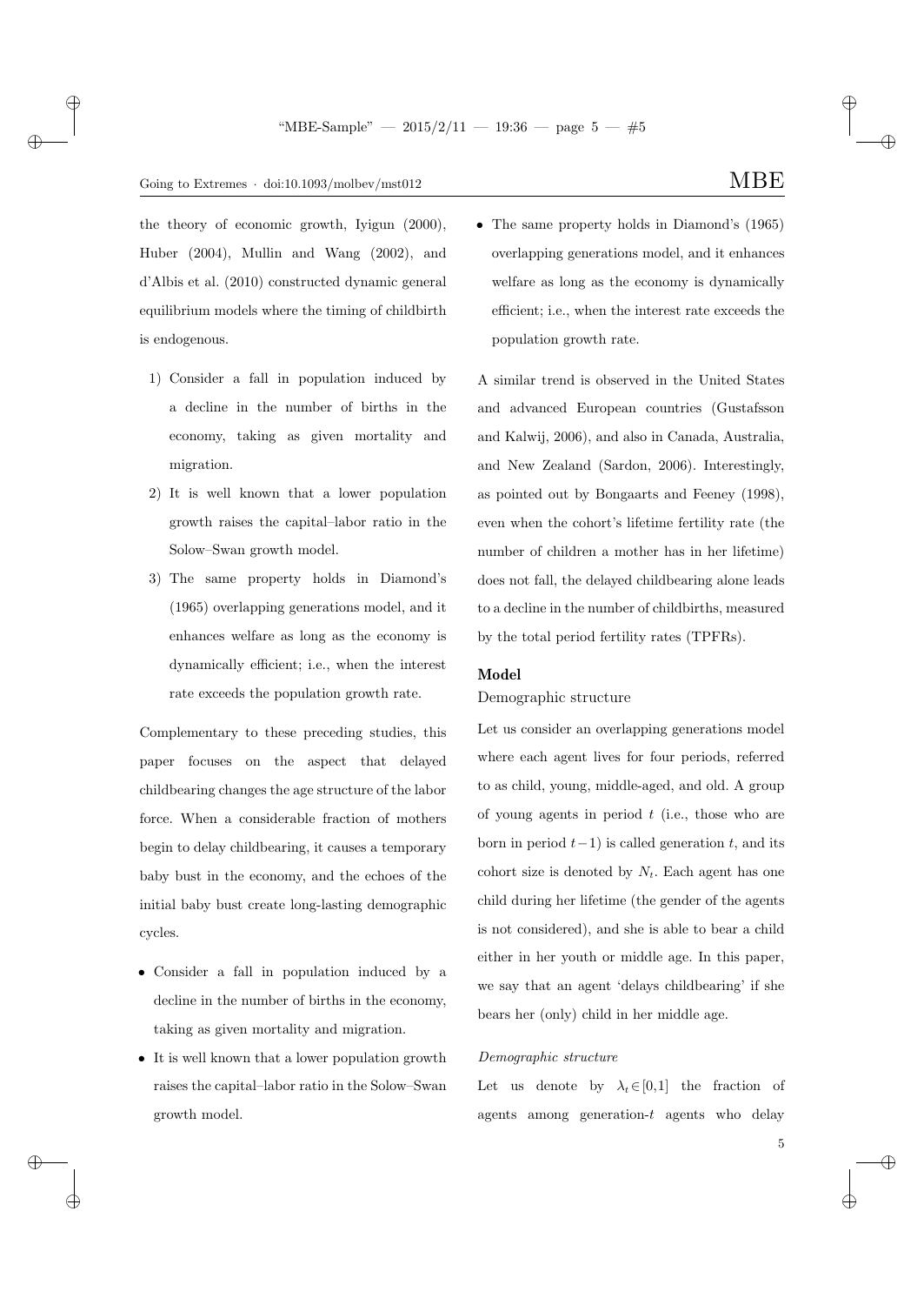the theory of economic growth, Iyigun (2000), Huber (2004), Mullin and Wang (2002), and d'Albis et al. (2010) constructed dynamic general equilibrium models where the timing of childbirth is endogenous.

1) Consider a fall in population induced by a decline in the number of births in the economy, taking as given mortality and migration.
2) It is well known that a lower population growth raises the capital–labor ratio in the Solow–Swan growth model.
3) The same property holds in Diamond's (1965) overlapping generations model, and it enhances welfare as long as the economy is dynamically efficient; i.e., when the interest rate exceeds the population growth rate.

Complementary to these preceding studies, this paper focuses on the aspect that delayed childbearing changes the age structure of the labor force. When a considerable fraction of mothers begin to delay childbearing, it causes a temporary baby bust in the economy, and the echoes of the initial baby bust create long-lasting demographic cycles.

- Consider a fall in population induced by a decline in the number of births in the economy, taking as given mortality and migration.
- It is well known that a lower population growth raises the capital–labor ratio in the Solow–Swan growth model.
- The same property holds in Diamond's (1965) overlapping generations model, and it enhances welfare as long as the economy is dynamically efficient; i.e., when the interest rate exceeds the population growth rate.

A similar trend is observed in the United States and advanced European countries (Gustafsson and Kalwij, 2006), and also in Canada, Australia, and New Zealand (Sardon, 2006). Interestingly, as pointed out by Bongaarts and Feeney (1998), even when the cohort's lifetime fertility rate (the number of children a mother has in her lifetime) does not fall, the delayed childbearing alone leads to a decline in the number of childbirths, measured by the total period fertility rates (TPFRs).

## Model

Demographic structure

Let us consider an overlapping generations model where each agent lives for four periods, referred to as child, young, middle-aged, and old. A group of young agents in period $t$ (i.e., those who are born in period $t-1$) is called generation $t$, and its cohort size is denoted by $N_t$. Each agent has one child during her lifetime (the gender of the agents is not considered), and she is able to bear a child either in her youth or middle age. In this paper, we say that an agent 'delays childbearing' if she bears her (only) child in her middle age.

### *Demographic structure*

Let us denote by $\lambda_t \in [0,1]$ the fraction of agents among generation-$t$ agents who delay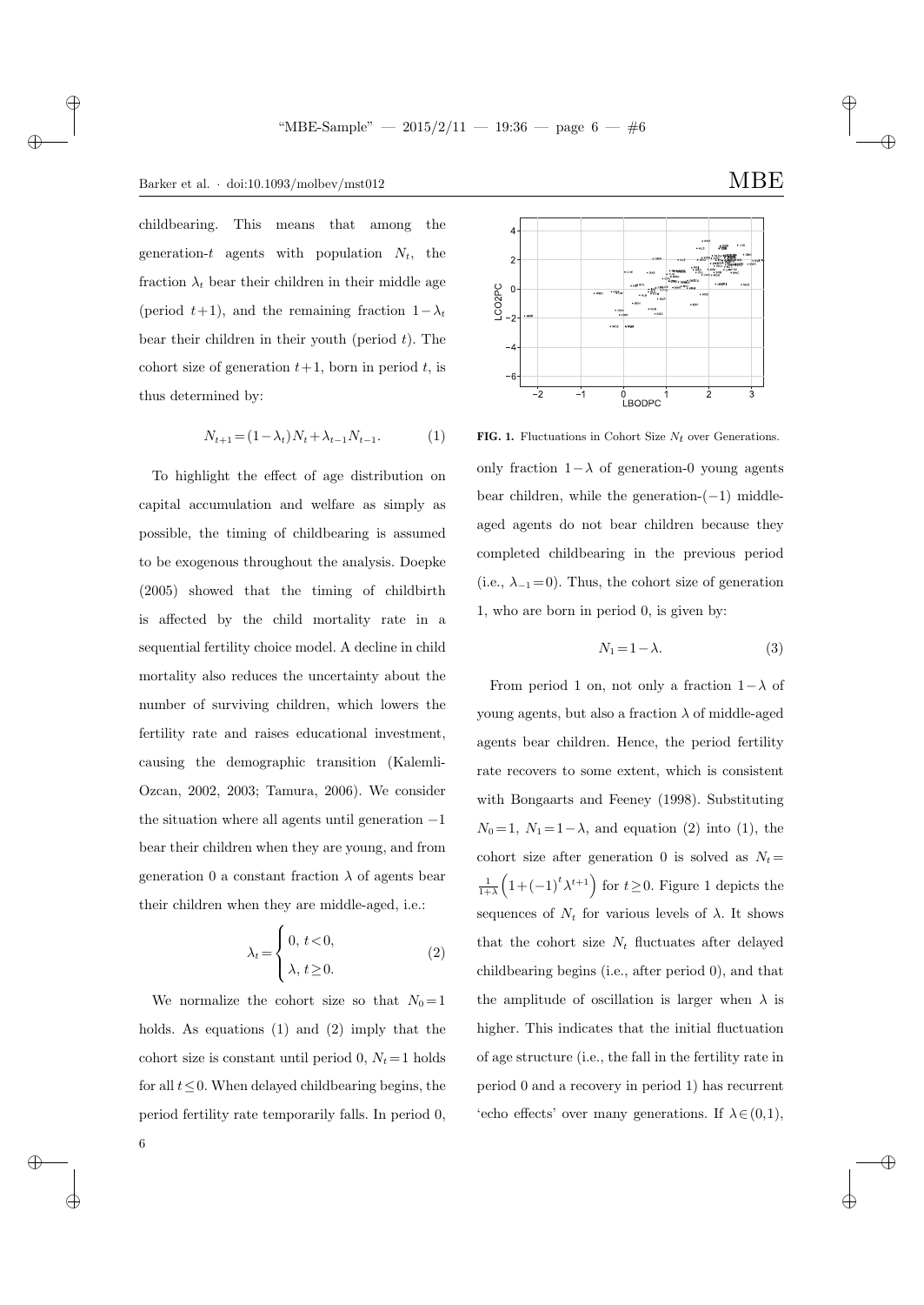childbearing. This means that among the generation-$t$ agents with population $N_t$, the fraction $\lambda_t$ bear their children in their middle age (period $t+1$), and the remaining fraction $1-\lambda_t$ bear their children in their youth (period $t$). The cohort size of generation $t+1$, born in period $t$, is thus determined by:

$$N_{t+1} = (1-\lambda_t)N_t + \lambda_{t-1}N_{t-1}. \tag{1}$$

To highlight the effect of age distribution on capital accumulation and welfare as simply as possible, the timing of childbearing is assumed to be exogenous throughout the analysis. Doepke (2005) showed that the timing of childbirth is affected by the child mortality rate in a sequential fertility choice model. A decline in child mortality also reduces the uncertainty about the number of surviving children, which lowers the fertility rate and raises educational investment, causing the demographic transition (Kalemli-Ozcan, 2002, 2003; Tamura, 2006). We consider the situation where all agents until generation $-1$ bear their children when they are young, and from generation 0 a constant fraction $\lambda$ of agents bear their children when they are middle-aged, i.e.:

$$\lambda_t = \begin{cases} 0, \; t<0, \\ \lambda, \; t \geq 0. \end{cases} \tag{2}$$

We normalize the cohort size so that $N_0 = 1$ holds. As equations (1) and (2) imply that the cohort size is constant until period 0, $N_t = 1$ holds for all $t \leq 0$. When delayed childbearing begins, the period fertility rate temporarily falls. In period 0, only fraction $1-\lambda$ of generation-0 young agents bear children, while the generation-$(-1)$ middle-aged agents do not bear children because they completed childbearing in the previous period (i.e., $\lambda_{-1} = 0$). Thus, the cohort size of generation 1, who are born in period 0, is given by:

$$N_1 = 1-\lambda. \tag{3}$$

From period 1 on, not only a fraction $1-\lambda$ of young agents, but also a fraction $\lambda$ of middle-aged agents bear children. Hence, the period fertility rate recovers to some extent, which is consistent with Bongaarts and Feeney (1998). Substituting $N_0 = 1$, $N_1 = 1-\lambda$, and equation (2) into (1), the cohort size after generation 0 is solved as $N_t = \frac{1}{1+\lambda}\left(1+(-1)^t\lambda^{t+1}\right)$ for $t \geq 0$. Figure 1 depicts the sequences of $N_t$ for various levels of $\lambda$. It shows that the cohort size $N_t$ fluctuates after delayed childbearing begins (i.e., after period 0), and that the amplitude of oscillation is larger when $\lambda$ is higher. This indicates that the initial fluctuation of age structure (i.e., the fall in the fertility rate in period 0 and a recovery in period 1) has recurrent 'echo effects' over many generations. If $\lambda \in (0,1)$,

**FIG. 1.** Fluctuations in Cohort Size $N_t$ over Generations.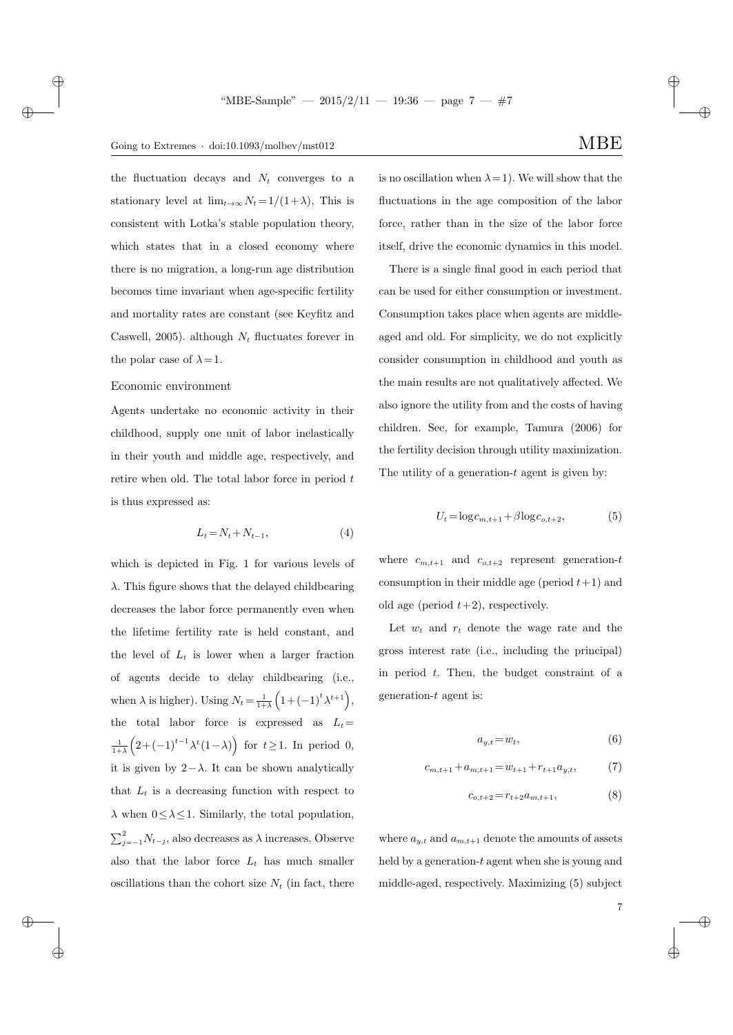the fluctuation decays and $N_t$ converges to a stationary level at $\lim_{t\to\infty} N_t = 1/(1+\lambda)$, This is consistent with Lotka's stable population theory, which states that in a closed economy where there is no migration, a long-run age distribution becomes time invariant when age-specific fertility and mortality rates are constant (see Keyfitz and Caswell, 2005). although $N_t$ fluctuates forever in the polar case of $\lambda = 1$.

### Economic environment

Agents undertake no economic activity in their childhood, supply one unit of labor inelastically in their youth and middle age, respectively, and retire when old. The total labor force in period $t$ is thus expressed as:

$$L_t = N_t + N_{t-1}, \tag{4}$$

which is depicted in Fig. 1 for various levels of $\lambda$. This figure shows that the delayed childbearing decreases the labor force permanently even when the lifetime fertility rate is held constant, and the level of $L_t$ is lower when a larger fraction of agents decide to delay childbearing (i.e., when $\lambda$ is higher). Using $N_t = \frac{1}{1+\lambda}\left(1+(-1)^t \lambda^{t+1}\right)$, the total labor force is expressed as $L_t = \frac{1}{1+\lambda}\left(2+(-1)^{t-1}\lambda^t(1-\lambda)\right)$ for $t \geq 1$. In period 0, it is given by $2-\lambda$. It can be shown analytically that $L_t$ is a decreasing function with respect to $\lambda$ when $0 \leq \lambda \leq 1$. Similarly, the total population, $\sum_{j=-1}^{2} N_{t-j}$, also decreases as $\lambda$ increases. Observe also that the labor force $L_t$ has much smaller oscillations than the cohort size $N_t$ (in fact, there is no oscillation when $\lambda = 1$). We will show that the fluctuations in the age composition of the labor force, rather than in the size of the labor force itself, drive the economic dynamics in this model.

There is a single final good in each period that can be used for either consumption or investment. Consumption takes place when agents are middle-aged and old. For simplicity, we do not explicitly consider consumption in childhood and youth as the main results are not qualitatively affected. We also ignore the utility from and the costs of having children. See, for example, Tamura (2006) for the fertility decision through utility maximization. The utility of a generation-$t$ agent is given by:

$$U_t = \log c_{m,t+1} + \beta \log c_{o,t+2}, \tag{5}$$

where $c_{m,t+1}$ and $c_{o,t+2}$ represent generation-$t$ consumption in their middle age (period $t+1$) and old age (period $t+2$), respectively.

Let $w_t$ and $r_t$ denote the wage rate and the gross interest rate (i.e., including the principal) in period $t$. Then, the budget constraint of a generation-$t$ agent is:

$$a_{y,t} = w_t, \tag{6}$$

$$c_{m,t+1} + a_{m,t+1} = w_{t+1} + r_{t+1} a_{y,t}, \tag{7}$$

$$c_{o,t+2} = r_{t+2} a_{m,t+1}, \tag{8}$$

where $a_{y,t}$ and $a_{m,t+1}$ denote the amounts of assets held by a generation-$t$ agent when she is young and middle-aged, respectively. Maximizing (5) subject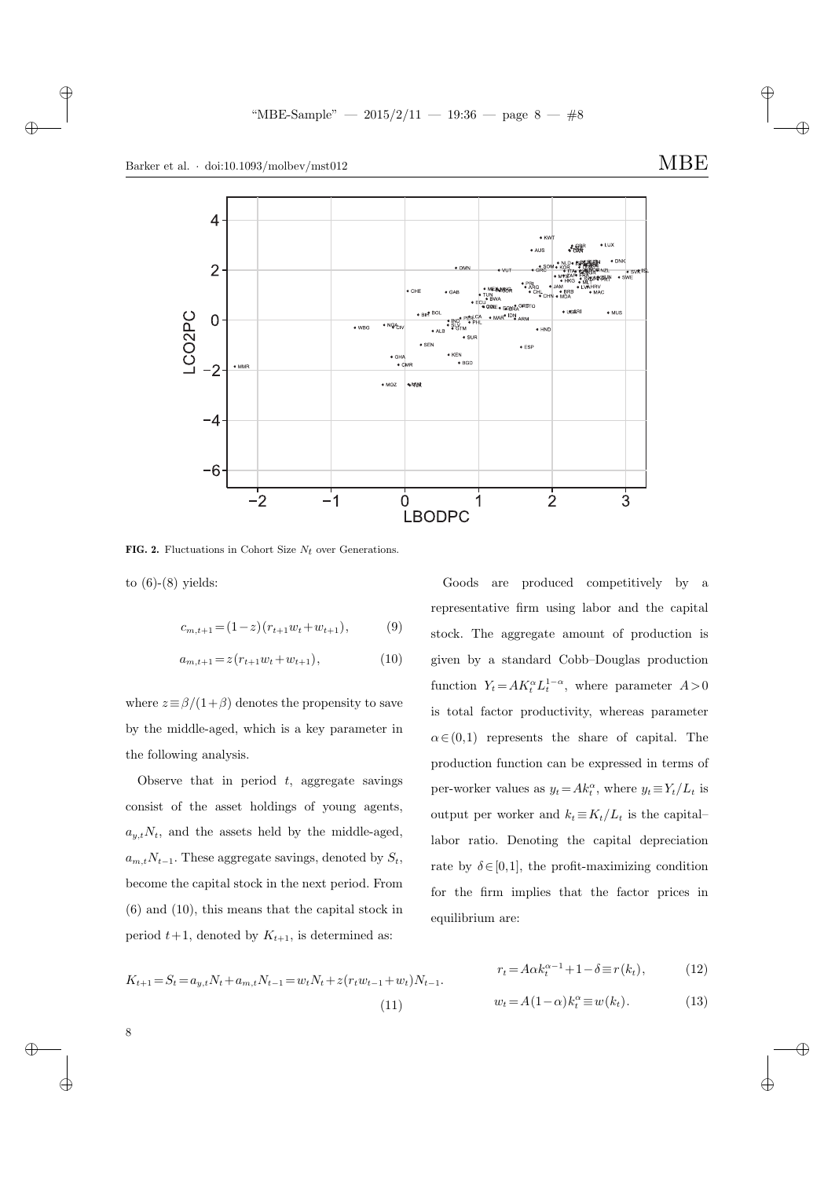**FIG. 2.** Fluctuations in Cohort Size $N_t$ over Generations.

to (6)-(8) yields:

$$c_{m,t+1} = (1-z)(r_{t+1}w_t + w_{t+1}), \tag{9}$$

$$a_{m,t+1} = z(r_{t+1}w_t + w_{t+1}), \tag{10}$$

where $z \equiv \beta/(1+\beta)$ denotes the propensity to save by the middle-aged, which is a key parameter in the following analysis.

Observe that in period $t$, aggregate savings consist of the asset holdings of young agents, $a_{y,t}N_t$, and the assets held by the middle-aged, $a_{m,t}N_{t-1}$. These aggregate savings, denoted by $S_t$, become the capital stock in the next period. From (6) and (10), this means that the capital stock in period $t+1$, denoted by $K_{t+1}$, is determined as:

$$K_{t+1} = S_t = a_{y,t}N_t + a_{m,t}N_{t-1} = w_tN_t + z(r_tw_{t-1} + w_t)N_{t-1}. \tag{11}$$

Goods are produced competitively by a representative firm using labor and the capital stock. The aggregate amount of production is given by a standard Cobb–Douglas production function $Y_t = AK_t^{\alpha}L_t^{1-\alpha}$, where parameter $A > 0$ is total factor productivity, whereas parameter $\alpha \in (0,1)$ represents the share of capital. The production function can be expressed in terms of per-worker values as $y_t = Ak_t^{\alpha}$, where $y_t \equiv Y_t/L_t$ is output per worker and $k_t \equiv K_t/L_t$ is the capital–labor ratio. Denoting the capital depreciation rate by $\delta \in [0,1]$, the profit-maximizing condition for the firm implies that the factor prices in equilibrium are:

$$r_t = A\alpha k_t^{\alpha-1} + 1 - \delta \equiv r(k_t), \tag{12}$$

$$w_t = A(1-\alpha)k_t^{\alpha} \equiv w(k_t). \tag{13}$$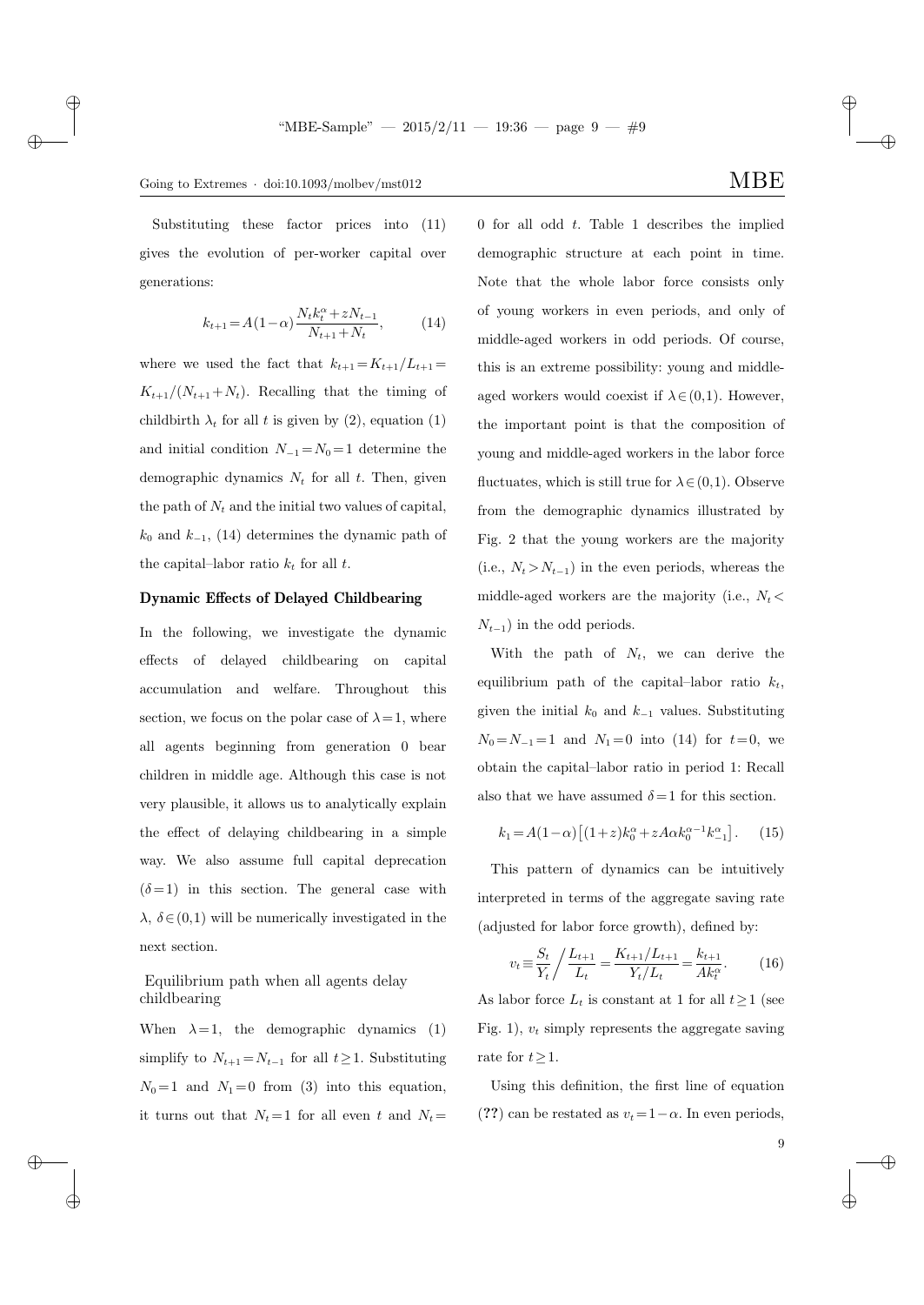Substituting these factor prices into (11) gives the evolution of per-worker capital over generations:

$$k_{t+1} = A(1-\alpha)\frac{N_t k_t^{\alpha} + zN_{t-1}}{N_{t+1}+N_t}, \qquad (14)$$

where we used the fact that $k_{t+1} = K_{t+1}/L_{t+1} = K_{t+1}/(N_{t+1}+N_t)$. Recalling that the timing of childbirth $\lambda_t$ for all $t$ is given by (2), equation (1) and initial condition $N_{-1} = N_0 = 1$ determine the demographic dynamics $N_t$ for all $t$. Then, given the path of $N_t$ and the initial two values of capital, $k_0$ and $k_{-1}$, (14) determines the dynamic path of the capital–labor ratio $k_t$ for all $t$.

## Dynamic Effects of Delayed Childbearing

In the following, we investigate the dynamic effects of delayed childbearing on capital accumulation and welfare. Throughout this section, we focus on the polar case of $\lambda = 1$, where all agents beginning from generation 0 bear children in middle age. Although this case is not very plausible, it allows us to analytically explain the effect of delaying childbearing in a simple way. We also assume full capital deprecation ($\delta = 1$) in this section. The general case with $\lambda$, $\delta \in (0,1)$ will be numerically investigated in the next section.

### Equilibrium path when all agents delay childbearing

When $\lambda = 1$, the demographic dynamics (1) simplify to $N_{t+1} = N_{t-1}$ for all $t \geq 1$. Substituting $N_0 = 1$ and $N_1 = 0$ from (3) into this equation, it turns out that $N_t = 1$ for all even $t$ and $N_t = 0$ for all odd $t$. Table 1 describes the implied demographic structure at each point in time. Note that the whole labor force consists only of young workers in even periods, and only of middle-aged workers in odd periods. Of course, this is an extreme possibility: young and middle-aged workers would coexist if $\lambda \in (0,1)$. However, the important point is that the composition of young and middle-aged workers in the labor force fluctuates, which is still true for $\lambda \in (0,1)$. Observe from the demographic dynamics illustrated by Fig. 2 that the young workers are the majority (i.e., $N_t > N_{t-1}$) in the even periods, whereas the middle-aged workers are the majority (i.e., $N_t < N_{t-1}$) in the odd periods.

With the path of $N_t$, we can derive the equilibrium path of the capital–labor ratio $k_t$, given the initial $k_0$ and $k_{-1}$ values. Substituting $N_0 = N_{-1} = 1$ and $N_1 = 0$ into (14) for $t = 0$, we obtain the capital–labor ratio in period 1: Recall also that we have assumed $\delta = 1$ for this section.

$$k_1 = A(1-\alpha)\left[(1+z)k_0^{\alpha} + zA\alpha k_0^{\alpha-1}k_{-1}\right]. \qquad (15)$$

This pattern of dynamics can be intuitively interpreted in terms of the aggregate saving rate (adjusted for labor force growth), defined by:

$$v_t \equiv \frac{S_t}{Y_t}\bigg/\frac{L_{t+1}}{L_t} = \frac{K_{t+1}/L_{t+1}}{Y_t/L_t} = \frac{k_{t+1}}{Ak_t^{\alpha}}. \qquad (16)$$

As labor force $L_t$ is constant at 1 for all $t \geq 1$ (see Fig. 1), $v_t$ simply represents the aggregate saving rate for $t \geq 1$.

Using this definition, the first line of equation (**??**) can be restated as $v_t = 1 - \alpha$. In even periods,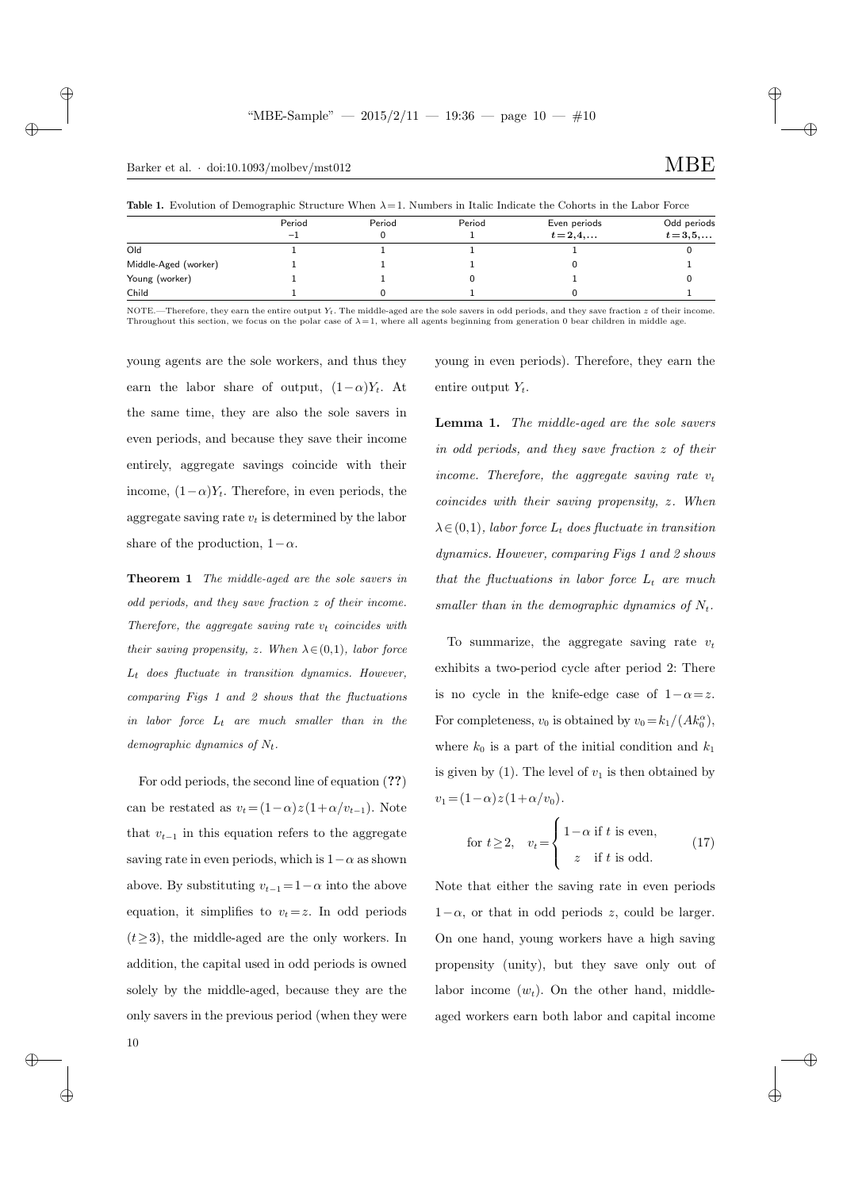**Table 1.** Evolution of Demographic Structure When $\lambda=1$. Numbers in Italic Indicate the Cohorts in the Labor Force

|  | Period $-1$ | Period 0 | Period 1 | Even periods $t=2,4,\ldots$ | Odd periods $t=3,5,\ldots$ |
|---|---|---|---|---|---|
| Old | 1 | 1 | 1 | 1 | 0 |
| Middle-Aged (worker) | 1 | 1 | 1 | 0 | 1 |
| Young (worker) | 1 | 1 | 0 | 1 | 0 |
| Child | 1 | 0 | 1 | 0 | 1 |

NOTE.—Therefore, they earn the entire output $Y_t$. The middle-aged are the sole savers in odd periods, and they save fraction $z$ of their income. Throughout this section, we focus on the polar case of $\lambda=1$, where all agents beginning from generation 0 bear children in middle age.

young agents are the sole workers, and thus they earn the labor share of output, $(1-\alpha)Y_t$. At the same time, they are also the sole savers in even periods, and because they save their income entirely, aggregate savings coincide with their income, $(1-\alpha)Y_t$. Therefore, in even periods, the aggregate saving rate $v_t$ is determined by the labor share of the production, $1-\alpha$.

**Theorem 1** *The middle-aged are the sole savers in odd periods, and they save fraction $z$ of their income. Therefore, the aggregate saving rate $v_t$ coincides with their saving propensity, $z$. When $\lambda\in(0,1)$, labor force $L_t$ does fluctuate in transition dynamics. However, comparing Figs 1 and 2 shows that the fluctuations in labor force $L_t$ are much smaller than in the demographic dynamics of $N_t$.*

For odd periods, the second line of equation (**??**) can be restated as $v_t=(1-\alpha)z(1+\alpha/v_{t-1})$. Note that $v_{t-1}$ in this equation refers to the aggregate saving rate in even periods, which is $1-\alpha$ as shown above. By substituting $v_{t-1}=1-\alpha$ into the above equation, it simplifies to $v_t=z$. In odd periods ($t\geq 3$), the middle-aged are the only workers. In addition, the capital used in odd periods is owned solely by the middle-aged, because they are the only savers in the previous period (when they were young in even periods). Therefore, they earn the entire output $Y_t$.

**Lemma 1.** *The middle-aged are the sole savers in odd periods, and they save fraction $z$ of their income. Therefore, the aggregate saving rate $v_t$ coincides with their saving propensity, $z$. When $\lambda\in(0,1)$, labor force $L_t$ does fluctuate in transition dynamics. However, comparing Figs 1 and 2 shows that the fluctuations in labor force $L_t$ are much smaller than in the demographic dynamics of $N_t$.*

To summarize, the aggregate saving rate $v_t$ exhibits a two-period cycle after period 2: There is no cycle in the knife-edge case of $1-\alpha=z$. For completeness, $v_0$ is obtained by $v_0=k_1/(Ak_0^\alpha)$, where $k_0$ is a part of the initial condition and $k_1$ is given by (1). The level of $v_1$ is then obtained by $v_1=(1-\alpha)z(1+\alpha/v_0)$.

$$\text{for } t\geq 2, \quad v_t=\begin{cases} 1-\alpha \text{ if } t \text{ is even,} \\ z \quad \text{if } t \text{ is odd.} \end{cases} \tag{17}$$

Note that either the saving rate in even periods $1-\alpha$, or that in odd periods $z$, could be larger. On one hand, young workers have a high saving propensity (unity), but they save only out of labor income ($w_t$). On the other hand, middle-aged workers earn both labor and capital income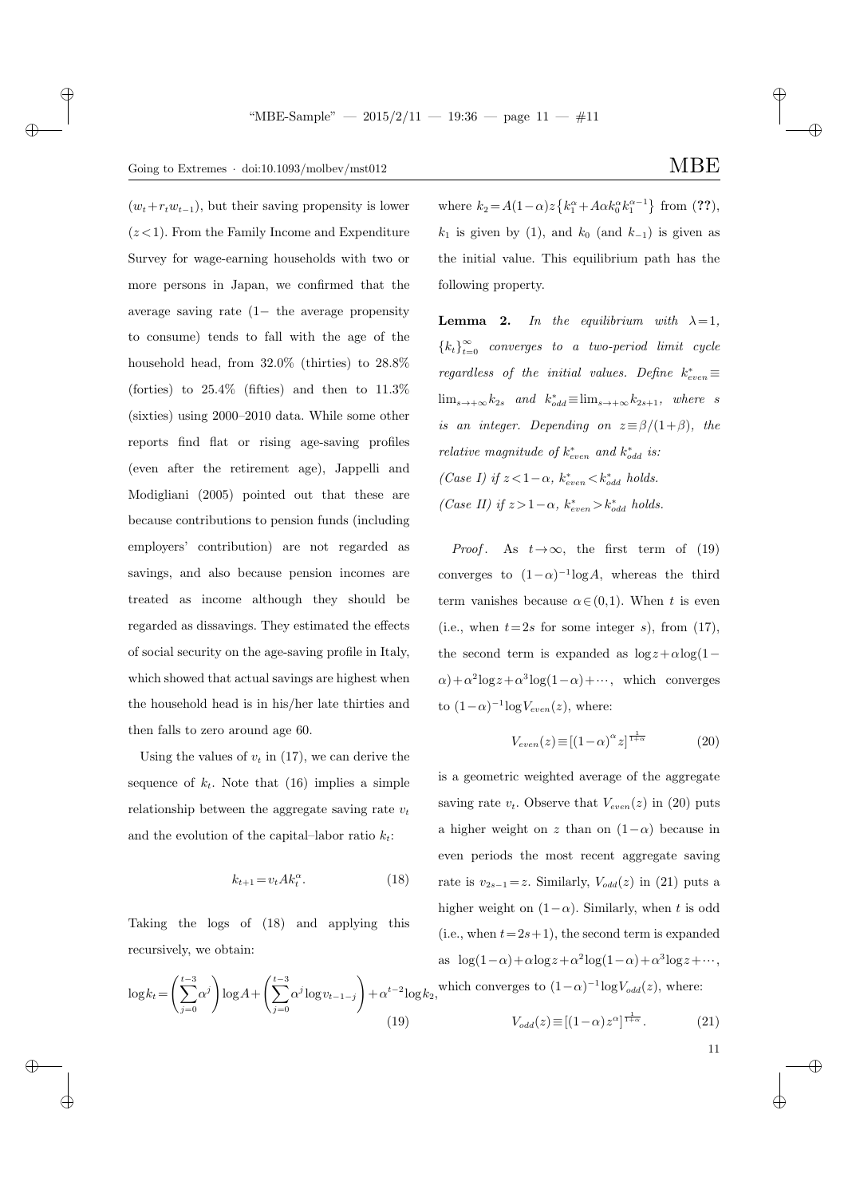$(w_t + r_t w_{t-1})$, but their saving propensity is lower $(z<1)$. From the Family Income and Expenditure Survey for wage-earning households with two or more persons in Japan, we confirmed that the average saving rate (1− the average propensity to consume) tends to fall with the age of the household head, from 32.0% (thirties) to 28.8% (forties) to 25.4% (fifties) and then to 11.3% (sixties) using 2000–2010 data. While some other reports find flat or rising age-saving profiles (even after the retirement age), Jappelli and Modigliani (2005) pointed out that these are because contributions to pension funds (including employers' contribution) are not regarded as savings, and also because pension incomes are treated as income although they should be regarded as dissavings. They estimated the effects of social security on the age-saving profile in Italy, which showed that actual savings are highest when the household head is in his/her late thirties and then falls to zero around age 60.

Using the values of $v_t$ in (17), we can derive the sequence of $k_t$. Note that (16) implies a simple relationship between the aggregate saving rate $v_t$ and the evolution of the capital–labor ratio $k_t$:

$$k_{t+1} = v_t A k_t^{\alpha}. \tag{18}$$

Taking the logs of (18) and applying this recursively, we obtain:

$$\log k_t = \left(\sum_{j=0}^{t-3} \alpha^j\right) \log A + \left(\sum_{j=0}^{t-3} \alpha^j \log v_{t-1-j}\right) + \alpha^{t-2} \log k_2, \tag{19}$$

where $k_2 = A(1-\alpha)z\left\{k_1^{\alpha} + A\alpha k_0^{\alpha} k_1^{\alpha-1}\right\}$ from (**??**), $k_1$ is given by (1), and $k_0$ (and $k_{-1}$) is given as the initial value. This equilibrium path has the following property.

**Lemma 2.** *In the equilibrium with* $\lambda=1$, $\{k_t\}_{t=0}^{\infty}$ *converges to a two-period limit cycle regardless of the initial values. Define* $k^*_{even} \equiv \lim_{s\to+\infty} k_{2s}$ *and* $k^*_{odd} \equiv \lim_{s\to+\infty} k_{2s+1}$*, where* $s$ *is an integer. Depending on* $z \equiv \beta/(1+\beta)$*, the relative magnitude of* $k^*_{even}$ *and* $k^*_{odd}$ *is:*
*(Case I) if* $z < 1-\alpha$, $k^*_{even} < k^*_{odd}$ *holds.*
*(Case II) if* $z > 1-\alpha$, $k^*_{even} > k^*_{odd}$ *holds.*

*Proof*. As $t \to \infty$, the first term of (19) converges to $(1-\alpha)^{-1}\log A$, whereas the third term vanishes because $\alpha \in (0,1)$. When $t$ is even (i.e., when $t=2s$ for some integer $s$), from (17), the second term is expanded as $\log z + \alpha \log(1-\alpha) + \alpha^2 \log z + \alpha^3 \log(1-\alpha) + \cdots$, which converges to $(1-\alpha)^{-1}\log V_{even}(z)$, where:

$$V_{even}(z) \equiv \left[(1-\alpha)^{\alpha} z\right]^{\frac{1}{1+\alpha}} \tag{20}$$

is a geometric weighted average of the aggregate saving rate $v_t$. Observe that $V_{even}(z)$ in (20) puts a higher weight on $z$ than on $(1-\alpha)$ because in even periods the most recent aggregate saving rate is $v_{2s-1} = z$. Similarly, $V_{odd}(z)$ in (21) puts a higher weight on $(1-\alpha)$. Similarly, when $t$ is odd (i.e., when $t=2s+1$), the second term is expanded as $\log(1-\alpha) + \alpha \log z + \alpha^2 \log(1-\alpha) + \alpha^3 \log z + \cdots$, which converges to $(1-\alpha)^{-1}\log V_{odd}(z)$, where:

$$V_{odd}(z) \equiv \left[(1-\alpha) z^{\alpha}\right]^{\frac{1}{1+\alpha}}. \tag{21}$$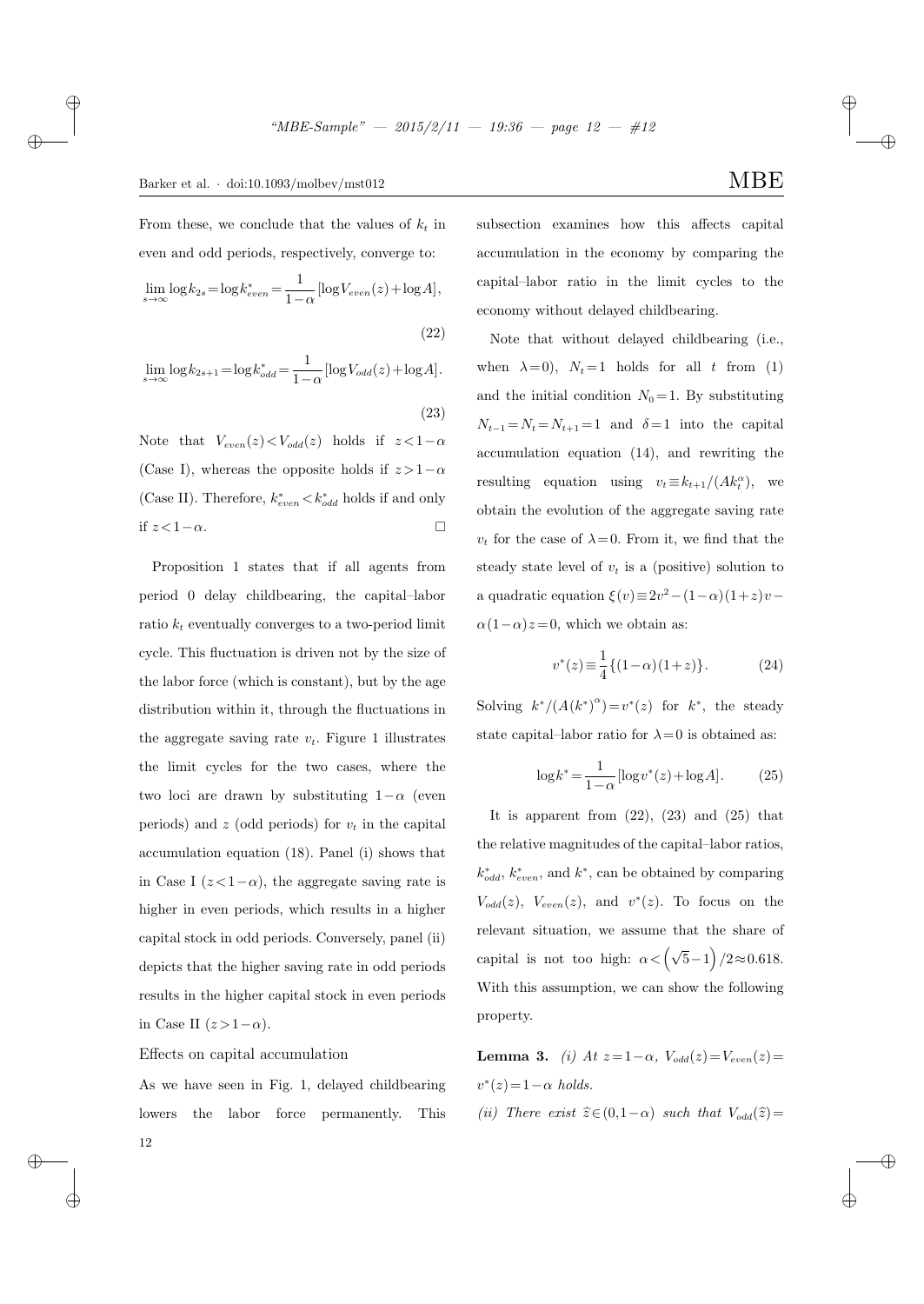From these, we conclude that the values of $k_t$ in even and odd periods, respectively, converge to:

$$\lim_{s\to\infty} \log k_{2s} = \log k^*_{even} = \frac{1}{1-\alpha}[\log V_{even}(z) + \log A], \tag{22}$$

$$\lim_{s\to\infty} \log k_{2s+1} = \log k^*_{odd} = \frac{1}{1-\alpha}[\log V_{odd}(z) + \log A]. \tag{23}$$

Note that $V_{even}(z) < V_{odd}(z)$ holds if $z < 1-\alpha$ (Case I), whereas the opposite holds if $z > 1-\alpha$ (Case II). Therefore, $k^*_{even} < k^*_{odd}$ holds if and only if $z < 1-\alpha$. □

Proposition 1 states that if all agents from period 0 delay childbearing, the capital–labor ratio $k_t$ eventually converges to a two-period limit cycle. This fluctuation is driven not by the size of the labor force (which is constant), but by the age distribution within it, through the fluctuations in the aggregate saving rate $v_t$. Figure 1 illustrates the limit cycles for the two cases, where the two loci are drawn by substituting $1-\alpha$ (even periods) and $z$ (odd periods) for $v_t$ in the capital accumulation equation (18). Panel (i) shows that in Case I ($z < 1-\alpha$), the aggregate saving rate is higher in even periods, which results in a higher capital stock in odd periods. Conversely, panel (ii) depicts that the higher saving rate in odd periods results in the higher capital stock in even periods in Case II ($z > 1-\alpha$).

Effects on capital accumulation

As we have seen in Fig. 1, delayed childbearing lowers the labor force permanently. This subsection examines how this affects capital accumulation in the economy by comparing the capital–labor ratio in the limit cycles to the economy without delayed childbearing.

Note that without delayed childbearing (i.e., when $\lambda = 0$), $N_t = 1$ holds for all $t$ from (1) and the initial condition $N_0 = 1$. By substituting $N_{t-1} = N_t = N_{t+1} = 1$ and $\delta = 1$ into the capital accumulation equation (14), and rewriting the resulting equation using $v_t \equiv k_{t+1}/(Ak_t^\alpha)$, we obtain the evolution of the aggregate saving rate $v_t$ for the case of $\lambda = 0$. From it, we find that the steady state level of $v_t$ is a (positive) solution to a quadratic equation $\xi(v) \equiv 2v^2 - (1-\alpha)(1+z)v - \alpha(1-\alpha)z = 0$, which we obtain as:

$$v^*(z) \equiv \frac{1}{4}\{(1-\alpha)(1+z)\}. \tag{24}$$

Solving $k^*/(A(k^*)^\alpha) = v^*(z)$ for $k^*$, the steady state capital–labor ratio for $\lambda = 0$ is obtained as:

$$\log k^* = \frac{1}{1-\alpha}[\log v^*(z) + \log A]. \tag{25}$$

It is apparent from (22), (23) and (25) that the relative magnitudes of the capital–labor ratios, $k^*_{odd}$, $k^*_{even}$, and $k^*$, can be obtained by comparing $V_{odd}(z)$, $V_{even}(z)$, and $v^*(z)$. To focus on the relevant situation, we assume that the share of capital is not too high: $\alpha < \left(\sqrt{5}-1\right)/2 \approx 0.618$. With this assumption, we can show the following property.

**Lemma 3.** *(i) At $z = 1-\alpha$, $V_{odd}(z) = V_{even}(z) = v^*(z) = 1-\alpha$ holds.*

*(ii) There exist $\widehat{z} \in (0, 1-\alpha)$ such that $V_{odd}(\widehat{z}) =$*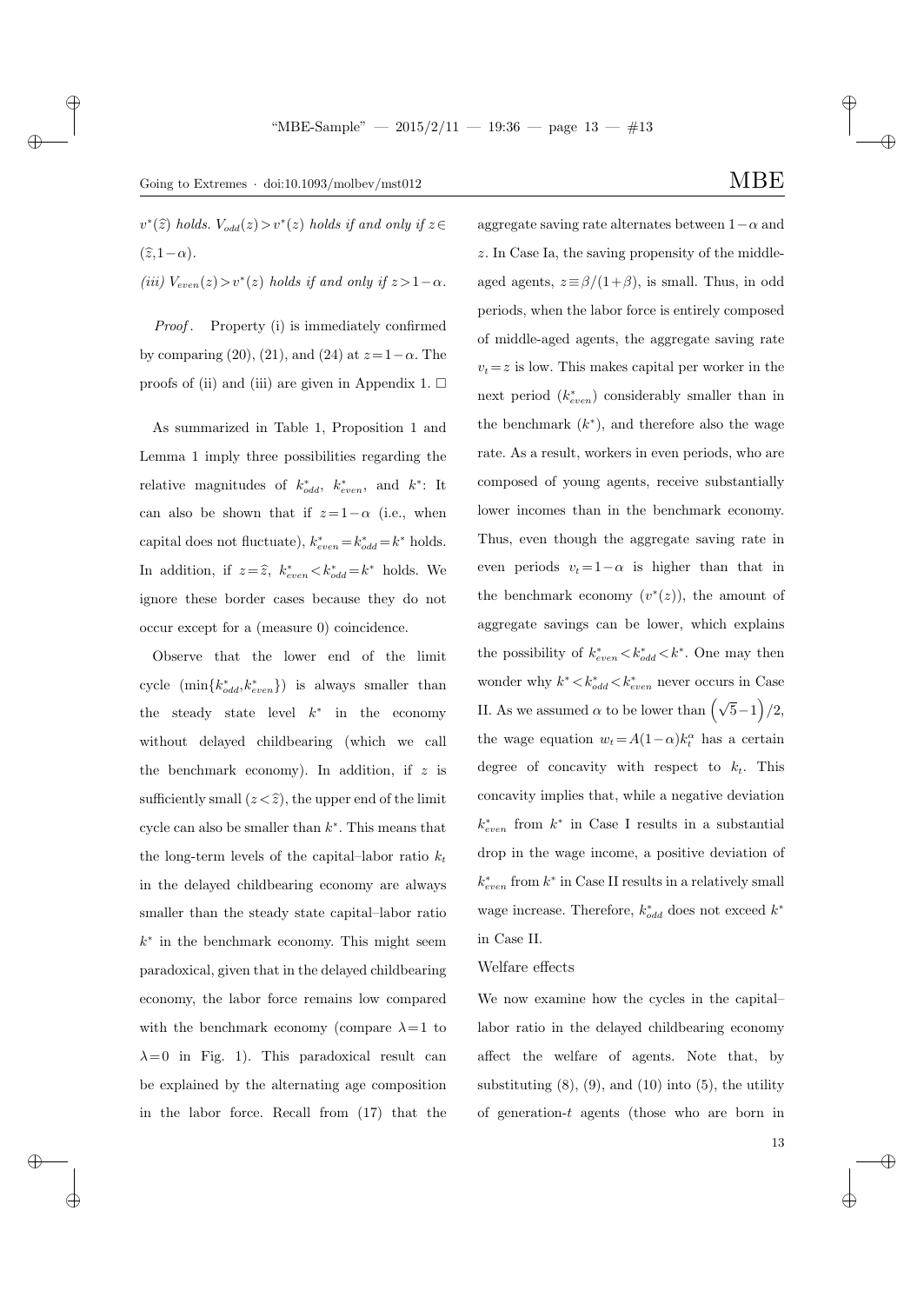$v^*(\hat{z})$ *holds.* $V_{odd}(z) > v^*(z)$ *holds if and only if* $z \in (\hat{z}, 1-\alpha)$.

*(iii)* $V_{even}(z) > v^*(z)$ *holds if and only if* $z > 1-\alpha$.

*Proof*. Property (i) is immediately confirmed by comparing (20), (21), and (24) at $z = 1-\alpha$. The proofs of (ii) and (iii) are given in Appendix 1. □

As summarized in Table 1, Proposition 1 and Lemma 1 imply three possibilities regarding the relative magnitudes of $k^*_{odd}$, $k^*_{even}$, and $k^*$: It can also be shown that if $z = 1-\alpha$ (i.e., when capital does not fluctuate), $k^*_{even} = k^*_{odd} = k^*$ holds. In addition, if $z = \hat{z}$, $k^*_{even} < k^*_{odd} = k^*$ holds. We ignore these border cases because they do not occur except for a (measure 0) coincidence.

Observe that the lower end of the limit cycle ($\min\{k^*_{odd}, k^*_{even}\}$) is always smaller than the steady state level $k^*$ in the economy without delayed childbearing (which we call the benchmark economy). In addition, if $z$ is sufficiently small ($z < \hat{z}$), the upper end of the limit cycle can also be smaller than $k^*$. This means that the long-term levels of the capital–labor ratio $k_t$ in the delayed childbearing economy are always smaller than the steady state capital–labor ratio $k^*$ in the benchmark economy. This might seem paradoxical, given that in the delayed childbearing economy, the labor force remains low compared with the benchmark economy (compare $\lambda = 1$ to $\lambda = 0$ in Fig. 1). This paradoxical result can be explained by the alternating age composition in the labor force. Recall from (17) that the aggregate saving rate alternates between $1-\alpha$ and $z$. In Case Ia, the saving propensity of the middle-aged agents, $z \equiv \beta/(1+\beta)$, is small. Thus, in odd periods, when the labor force is entirely composed of middle-aged agents, the aggregate saving rate $v_t = z$ is low. This makes capital per worker in the next period ($k^*_{even}$) considerably smaller than in the benchmark ($k^*$), and therefore also the wage rate. As a result, workers in even periods, who are composed of young agents, receive substantially lower incomes than in the benchmark economy. Thus, even though the aggregate saving rate in even periods $v_t = 1-\alpha$ is higher than that in the benchmark economy ($v^*(z)$), the amount of aggregate savings can be lower, which explains the possibility of $k^*_{even} < k^*_{odd} < k^*$. One may then wonder why $k^* < k^*_{odd} < k^*_{even}$ never occurs in Case II. As we assumed $\alpha$ to be lower than $\left(\sqrt{5}-1\right)/2$, the wage equation $w_t = A(1-\alpha)k_t^{\alpha}$ has a certain degree of concavity with respect to $k_t$. This concavity implies that, while a negative deviation $k^*_{even}$ from $k^*$ in Case I results in a substantial drop in the wage income, a positive deviation of $k^*_{even}$ from $k^*$ in Case II results in a relatively small wage increase. Therefore, $k^*_{odd}$ does not exceed $k^*$ in Case II.

### Welfare effects

We now examine how the cycles in the capital–labor ratio in the delayed childbearing economy affect the welfare of agents. Note that, by substituting (8), (9), and (10) into (5), the utility of generation-$t$ agents (those who are born in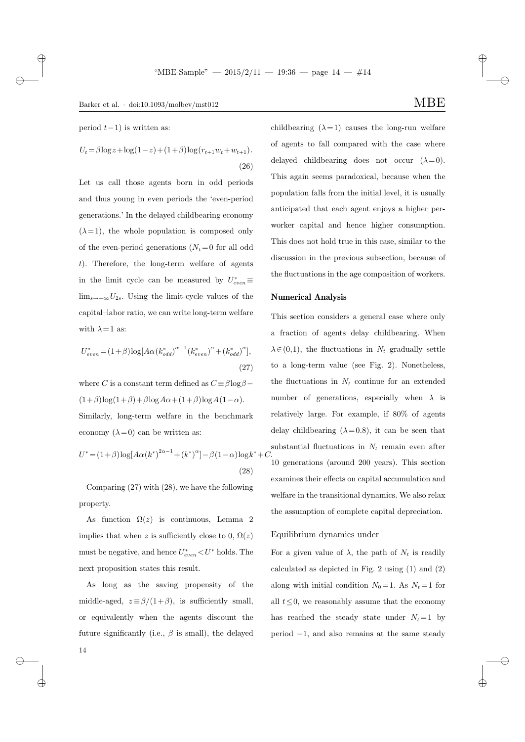period $t-1$) is written as:

$$U_t = \beta \log z + \log(1-z) + (1+\beta)\log(r_{t+1}w_t + w_{t+1}). \tag{26}$$

Let us call those agents born in odd periods and thus young in even periods the 'even-period generations.' In the delayed childbearing economy ($\lambda = 1$), the whole population is composed only of the even-period generations ($N_t = 0$ for all odd $t$). Therefore, the long-term welfare of agents in the limit cycle can be measured by $U^*_{even} \equiv \lim_{s\to+\infty} U_{2s}$. Using the limit-cycle values of the capital–labor ratio, we can write long-term welfare with $\lambda = 1$ as:

$$U^*_{even} = (1+\beta)\log[A\alpha (k^*_{odd})^{\alpha-1}(k^*_{even})^{\alpha} + (k^*_{odd})^{\alpha}], \tag{27}$$

where $C$ is a constant term defined as $C \equiv \beta \log \beta - (1+\beta)\log(1+\beta) + \beta \log A\alpha + (1+\beta)\log A(1-\alpha)$. Similarly, long-term welfare in the benchmark economy ($\lambda = 0$) can be written as:

$$U^* = (1+\beta)\log[A\alpha (k^*)^{2\alpha-1} + (k^*)^{\alpha}] - \beta(1-\alpha)\log k^* + C. \tag{28}$$

Comparing (27) with (28), we have the following property.

As function $\Omega(z)$ is continuous, Lemma 2 implies that when $z$ is sufficiently close to 0, $\Omega(z)$ must be negative, and hence $U^*_{even} < U^*$ holds. The next proposition states this result.

As long as the saving propensity of the middle-aged, $z \equiv \beta/(1+\beta)$, is sufficiently small, or equivalently when the agents discount the future significantly (i.e., $\beta$ is small), the delayed childbearing ($\lambda = 1$) causes the long-run welfare of agents to fall compared with the case where delayed childbearing does not occur ($\lambda = 0$). This again seems paradoxical, because when the population falls from the initial level, it is usually anticipated that each agent enjoys a higher per-worker capital and hence higher consumption. This does not hold true in this case, similar to the discussion in the previous subsection, because of the fluctuations in the age composition of workers.

## Numerical Analysis

This section considers a general case where only a fraction of agents delay childbearing. When $\lambda \in (0,1)$, the fluctuations in $N_t$ gradually settle to a long-term value (see Fig. 2). Nonetheless, the fluctuations in $N_t$ continue for an extended number of generations, especially when $\lambda$ is relatively large. For example, if 80% of agents delay childbearing ($\lambda = 0.8$), it can be seen that substantial fluctuations in $N_t$ remain even after 10 generations (around 200 years). This section examines their effects on capital accumulation and welfare in the transitional dynamics. We also relax the assumption of complete capital depreciation.

### Equilibrium dynamics under

For a given value of $\lambda$, the path of $N_t$ is readily calculated as depicted in Fig. 2 using (1) and (2) along with initial condition $N_0 = 1$. As $N_t = 1$ for all $t \leq 0$, we reasonably assume that the economy has reached the steady state under $N_t = 1$ by period $-1$, and also remains at the same steady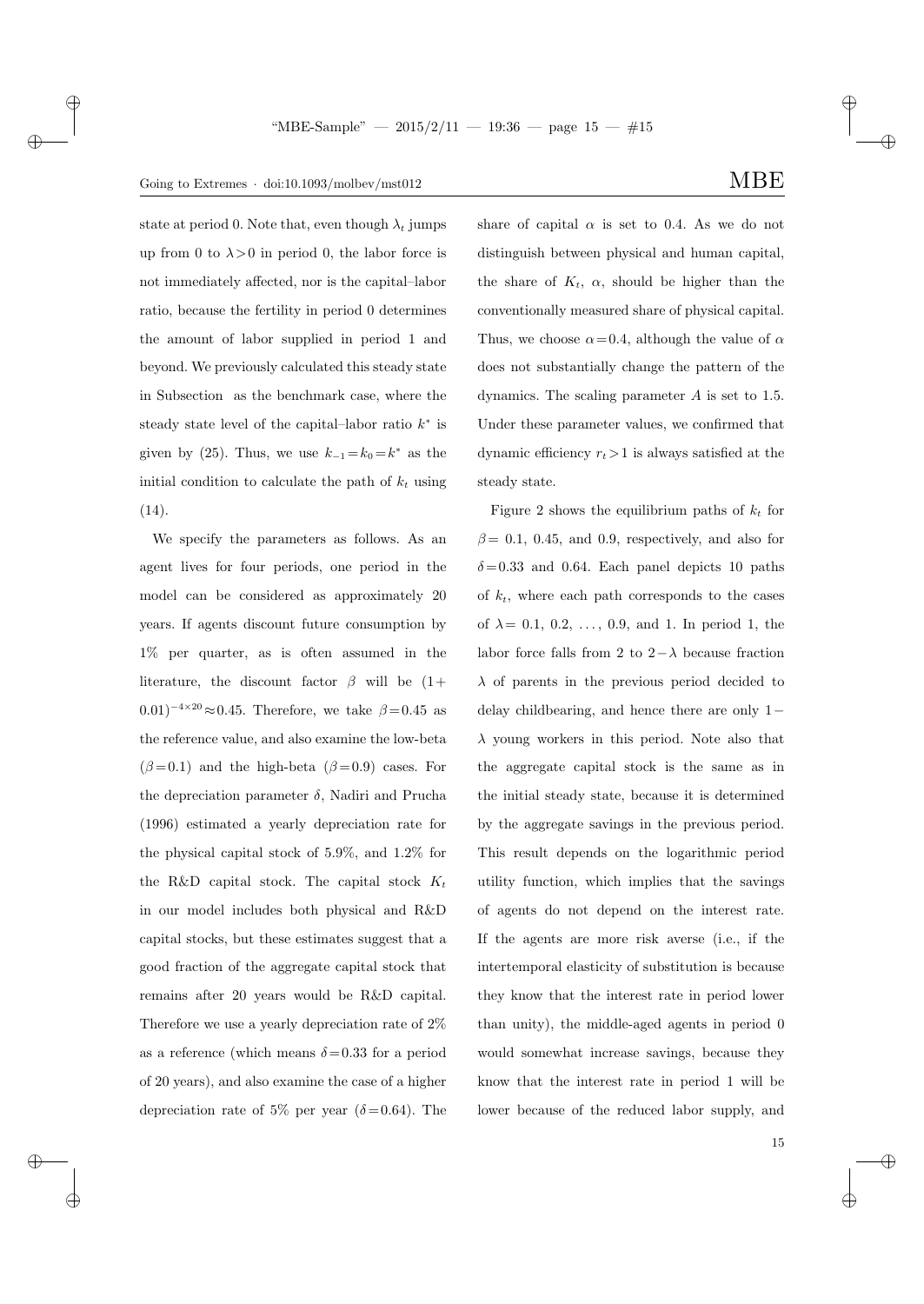state at period 0. Note that, even though $\lambda_t$ jumps up from 0 to $\lambda > 0$ in period 0, the labor force is not immediately affected, nor is the capital–labor ratio, because the fertility in period 0 determines the amount of labor supplied in period 1 and beyond. We previously calculated this steady state in Subsection as the benchmark case, where the steady state level of the capital–labor ratio $k^*$ is given by (25). Thus, we use $k_{-1} = k_0 = k^*$ as the initial condition to calculate the path of $k_t$ using (14).

We specify the parameters as follows. As an agent lives for four periods, one period in the model can be considered as approximately 20 years. If agents discount future consumption by 1% per quarter, as is often assumed in the literature, the discount factor $\beta$ will be $(1+0.01)^{-4\times 20} \approx 0.45$. Therefore, we take $\beta = 0.45$ as the reference value, and also examine the low-beta ($\beta = 0.1$) and the high-beta ($\beta = 0.9$) cases. For the depreciation parameter $\delta$, Nadiri and Prucha (1996) estimated a yearly depreciation rate for the physical capital stock of 5.9%, and 1.2% for the R&D capital stock. The capital stock $K_t$ in our model includes both physical and R&D capital stocks, but these estimates suggest that a good fraction of the aggregate capital stock that remains after 20 years would be R&D capital. Therefore we use a yearly depreciation rate of 2% as a reference (which means $\delta = 0.33$ for a period of 20 years), and also examine the case of a higher depreciation rate of 5% per year ($\delta = 0.64$). The share of capital $\alpha$ is set to 0.4. As we do not distinguish between physical and human capital, the share of $K_t$, $\alpha$, should be higher than the conventionally measured share of physical capital. Thus, we choose $\alpha = 0.4$, although the value of $\alpha$ does not substantially change the pattern of the dynamics. The scaling parameter $A$ is set to 1.5. Under these parameter values, we confirmed that dynamic efficiency $r_t > 1$ is always satisfied at the steady state.

Figure 2 shows the equilibrium paths of $k_t$ for $\beta =$ 0.1, 0.45, and 0.9, respectively, and also for $\delta = 0.33$ and 0.64. Each panel depicts 10 paths of $k_t$, where each path corresponds to the cases of $\lambda =$ 0.1, 0.2, …, 0.9, and 1. In period 1, the labor force falls from 2 to $2-\lambda$ because fraction $\lambda$ of parents in the previous period decided to delay childbearing, and hence there are only $1-\lambda$ young workers in this period. Note also that the aggregate capital stock is the same as in the initial steady state, because it is determined by the aggregate savings in the previous period. This result depends on the logarithmic period utility function, which implies that the savings of agents do not depend on the interest rate. If the agents are more risk averse (i.e., if the intertemporal elasticity of substitution is because they know that the interest rate in period lower than unity), the middle-aged agents in period 0 would somewhat increase savings, because they know that the interest rate in period 1 will be lower because of the reduced labor supply, and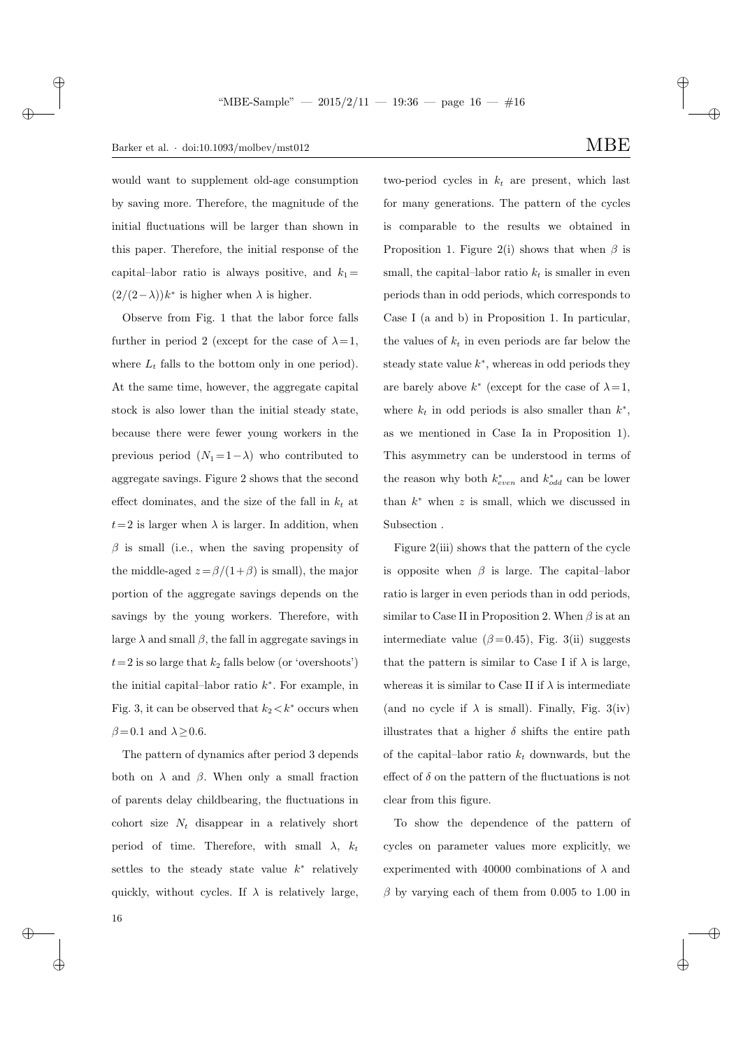would want to supplement old-age consumption by saving more. Therefore, the magnitude of the initial fluctuations will be larger than shown in this paper. Therefore, the initial response of the capital–labor ratio is always positive, and $k_1 = (2/(2-\lambda))k^*$ is higher when $\lambda$ is higher.

Observe from Fig. 1 that the labor force falls further in period 2 (except for the case of $\lambda=1$, where $L_t$ falls to the bottom only in one period). At the same time, however, the aggregate capital stock is also lower than the initial steady state, because there were fewer young workers in the previous period ($N_1 = 1-\lambda$) who contributed to aggregate savings. Figure 2 shows that the second effect dominates, and the size of the fall in $k_t$ at $t=2$ is larger when $\lambda$ is larger. In addition, when $\beta$ is small (i.e., when the saving propensity of the middle-aged $z = \beta/(1+\beta)$ is small), the major portion of the aggregate savings depends on the savings by the young workers. Therefore, with large $\lambda$ and small $\beta$, the fall in aggregate savings in $t=2$ is so large that $k_2$ falls below (or 'overshoots') the initial capital–labor ratio $k^*$. For example, in Fig. 3, it can be observed that $k_2 < k^*$ occurs when $\beta=0.1$ and $\lambda \geq 0.6$.

The pattern of dynamics after period 3 depends both on $\lambda$ and $\beta$. When only a small fraction of parents delay childbearing, the fluctuations in cohort size $N_t$ disappear in a relatively short period of time. Therefore, with small $\lambda$, $k_t$ settles to the steady state value $k^*$ relatively quickly, without cycles. If $\lambda$ is relatively large, two-period cycles in $k_t$ are present, which last for many generations. The pattern of the cycles is comparable to the results we obtained in Proposition 1. Figure 2(i) shows that when $\beta$ is small, the capital–labor ratio $k_t$ is smaller in even periods than in odd periods, which corresponds to Case I (a and b) in Proposition 1. In particular, the values of $k_t$ in even periods are far below the steady state value $k^*$, whereas in odd periods they are barely above $k^*$ (except for the case of $\lambda=1$, where $k_t$ in odd periods is also smaller than $k^*$, as we mentioned in Case Ia in Proposition 1). This asymmetry can be understood in terms of the reason why both $k^*_{even}$ and $k^*_{odd}$ can be lower than $k^*$ when $z$ is small, which we discussed in Subsection .

Figure 2(iii) shows that the pattern of the cycle is opposite when $\beta$ is large. The capital–labor ratio is larger in even periods than in odd periods, similar to Case II in Proposition 2. When $\beta$ is at an intermediate value ($\beta=0.45$), Fig. 3(ii) suggests that the pattern is similar to Case I if $\lambda$ is large, whereas it is similar to Case II if $\lambda$ is intermediate (and no cycle if $\lambda$ is small). Finally, Fig. 3(iv) illustrates that a higher $\delta$ shifts the entire path of the capital–labor ratio $k_t$ downwards, but the effect of $\delta$ on the pattern of the fluctuations is not clear from this figure.

To show the dependence of the pattern of cycles on parameter values more explicitly, we experimented with 40000 combinations of $\lambda$ and $\beta$ by varying each of them from 0.005 to 1.00 in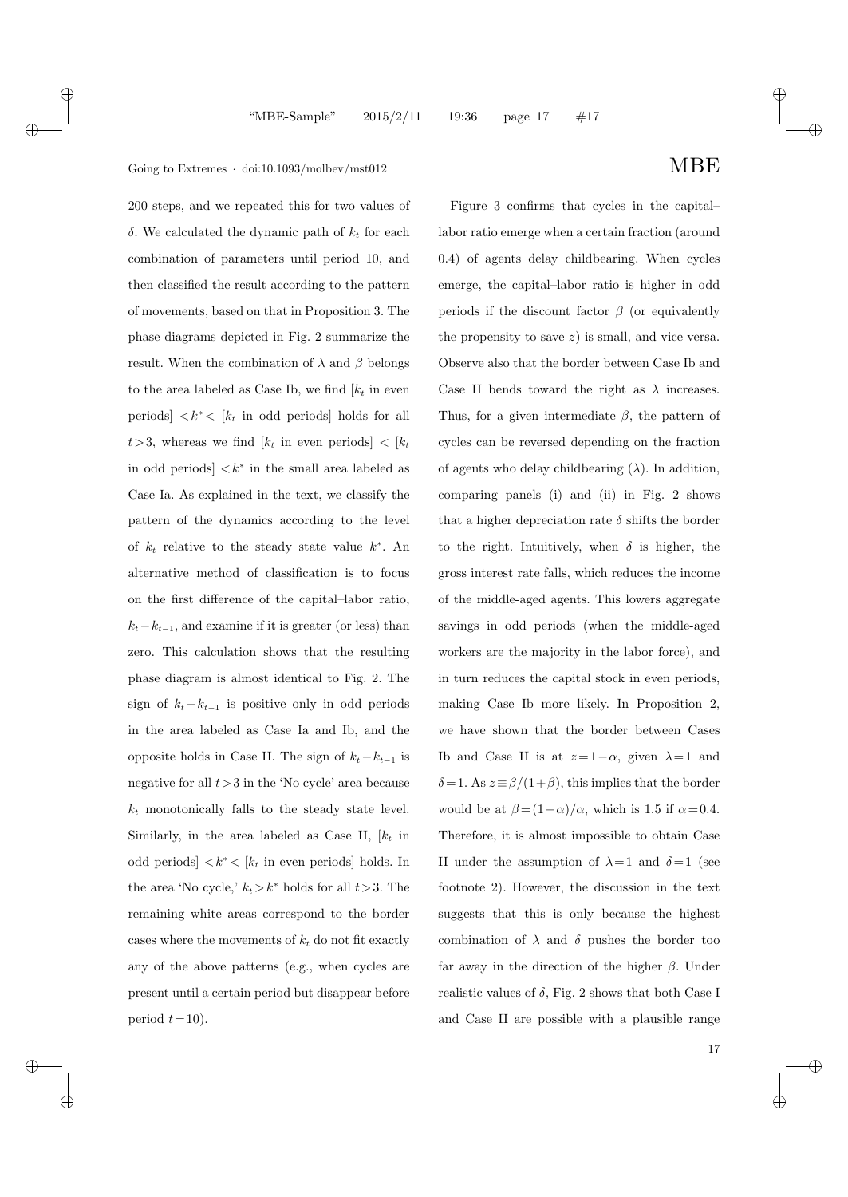200 steps, and we repeated this for two values of $\delta$. We calculated the dynamic path of $k_t$ for each combination of parameters until period 10, and then classified the result according to the pattern of movements, based on that in Proposition 3. The phase diagrams depicted in Fig. 2 summarize the result. When the combination of $\lambda$ and $\beta$ belongs to the area labeled as Case Ib, we find [$k_t$ in even periods] $<k^*<$ [$k_t$ in odd periods] holds for all $t>3$, whereas we find [$k_t$ in even periods] $<$ [$k_t$ in odd periods] $<k^*$ in the small area labeled as Case Ia. As explained in the text, we classify the pattern of the dynamics according to the level of $k_t$ relative to the steady state value $k^*$. An alternative method of classification is to focus on the first difference of the capital–labor ratio, $k_t - k_{t-1}$, and examine if it is greater (or less) than zero. This calculation shows that the resulting phase diagram is almost identical to Fig. 2. The sign of $k_t - k_{t-1}$ is positive only in odd periods in the area labeled as Case Ia and Ib, and the opposite holds in Case II. The sign of $k_t - k_{t-1}$ is negative for all $t>3$ in the 'No cycle' area because $k_t$ monotonically falls to the steady state level. Similarly, in the area labeled as Case II, [$k_t$ in odd periods] $<k^*<$ [$k_t$ in even periods] holds. In the area 'No cycle,' $k_t > k^*$ holds for all $t>3$. The remaining white areas correspond to the border cases where the movements of $k_t$ do not fit exactly any of the above patterns (e.g., when cycles are present until a certain period but disappear before period $t=10$).

Figure 3 confirms that cycles in the capital–labor ratio emerge when a certain fraction (around 0.4) of agents delay childbearing. When cycles emerge, the capital–labor ratio is higher in odd periods if the discount factor $\beta$ (or equivalently the propensity to save $z$) is small, and vice versa. Observe also that the border between Case Ib and Case II bends toward the right as $\lambda$ increases. Thus, for a given intermediate $\beta$, the pattern of cycles can be reversed depending on the fraction of agents who delay childbearing ($\lambda$). In addition, comparing panels (i) and (ii) in Fig. 2 shows that a higher depreciation rate $\delta$ shifts the border to the right. Intuitively, when $\delta$ is higher, the gross interest rate falls, which reduces the income of the middle-aged agents. This lowers aggregate savings in odd periods (when the middle-aged workers are the majority in the labor force), and in turn reduces the capital stock in even periods, making Case Ib more likely. In Proposition 2, we have shown that the border between Cases Ib and Case II is at $z=1-\alpha$, given $\lambda=1$ and $\delta=1$. As $z \equiv \beta/(1+\beta)$, this implies that the border would be at $\beta=(1-\alpha)/\alpha$, which is 1.5 if $\alpha=0.4$. Therefore, it is almost impossible to obtain Case II under the assumption of $\lambda=1$ and $\delta=1$ (see footnote 2). However, the discussion in the text suggests that this is only because the highest combination of $\lambda$ and $\delta$ pushes the border too far away in the direction of the higher $\beta$. Under realistic values of $\delta$, Fig. 2 shows that both Case I and Case II are possible with a plausible range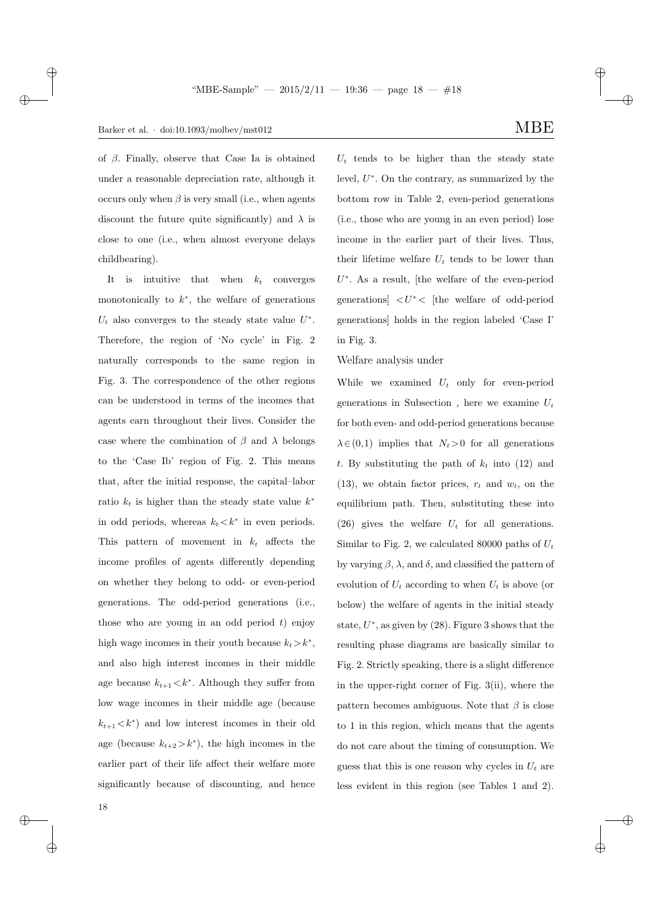of $\beta$. Finally, observe that Case Ia is obtained under a reasonable depreciation rate, although it occurs only when $\beta$ is very small (i.e., when agents discount the future quite significantly) and $\lambda$ is close to one (i.e., when almost everyone delays childbearing).

It is intuitive that when $k_t$ converges monotonically to $k^*$, the welfare of generations $U_t$ also converges to the steady state value $U^*$. Therefore, the region of 'No cycle' in Fig. 2 naturally corresponds to the same region in Fig. 3. The correspondence of the other regions can be understood in terms of the incomes that agents earn throughout their lives. Consider the case where the combination of $\beta$ and $\lambda$ belongs to the 'Case Ib' region of Fig. 2. This means that, after the initial response, the capital–labor ratio $k_t$ is higher than the steady state value $k^*$ in odd periods, whereas $k_t < k^*$ in even periods. This pattern of movement in $k_t$ affects the income profiles of agents differently depending on whether they belong to odd- or even-period generations. The odd-period generations (i.e., those who are young in an odd period $t$) enjoy high wage incomes in their youth because $k_t > k^*$, and also high interest incomes in their middle age because $k_{t+1} < k^*$. Although they suffer from low wage incomes in their middle age (because $k_{t+1} < k^*$) and low interest incomes in their old age (because $k_{t+2} > k^*$), the high incomes in the earlier part of their life affect their welfare more significantly because of discounting, and hence $U_t$ tends to be higher than the steady state level, $U^*$. On the contrary, as summarized by the bottom row in Table 2, even-period generations (i.e., those who are young in an even period) lose income in the earlier part of their lives. Thus, their lifetime welfare $U_t$ tends to be lower than $U^*$. As a result, [the welfare of the even-period generations] $< U^* <$ [the welfare of odd-period generations] holds in the region labeled 'Case I' in Fig. 3.

Welfare analysis under

While we examined $U_t$ only for even-period generations in Subsection , here we examine $U_t$ for both even- and odd-period generations because $\lambda \in (0,1)$ implies that $N_t > 0$ for all generations $t$. By substituting the path of $k_t$ into (12) and (13), we obtain factor prices, $r_t$ and $w_t$, on the equilibrium path. Then, substituting these into (26) gives the welfare $U_t$ for all generations. Similar to Fig. 2, we calculated 80000 paths of $U_t$ by varying $\beta$, $\lambda$, and $\delta$, and classified the pattern of evolution of $U_t$ according to when $U_t$ is above (or below) the welfare of agents in the initial steady state, $U^*$, as given by (28). Figure 3 shows that the resulting phase diagrams are basically similar to Fig. 2. Strictly speaking, there is a slight difference in the upper-right corner of Fig. 3(ii), where the pattern becomes ambiguous. Note that $\beta$ is close to 1 in this region, which means that the agents do not care about the timing of consumption. We guess that this is one reason why cycles in $U_t$ are less evident in this region (see Tables 1 and 2).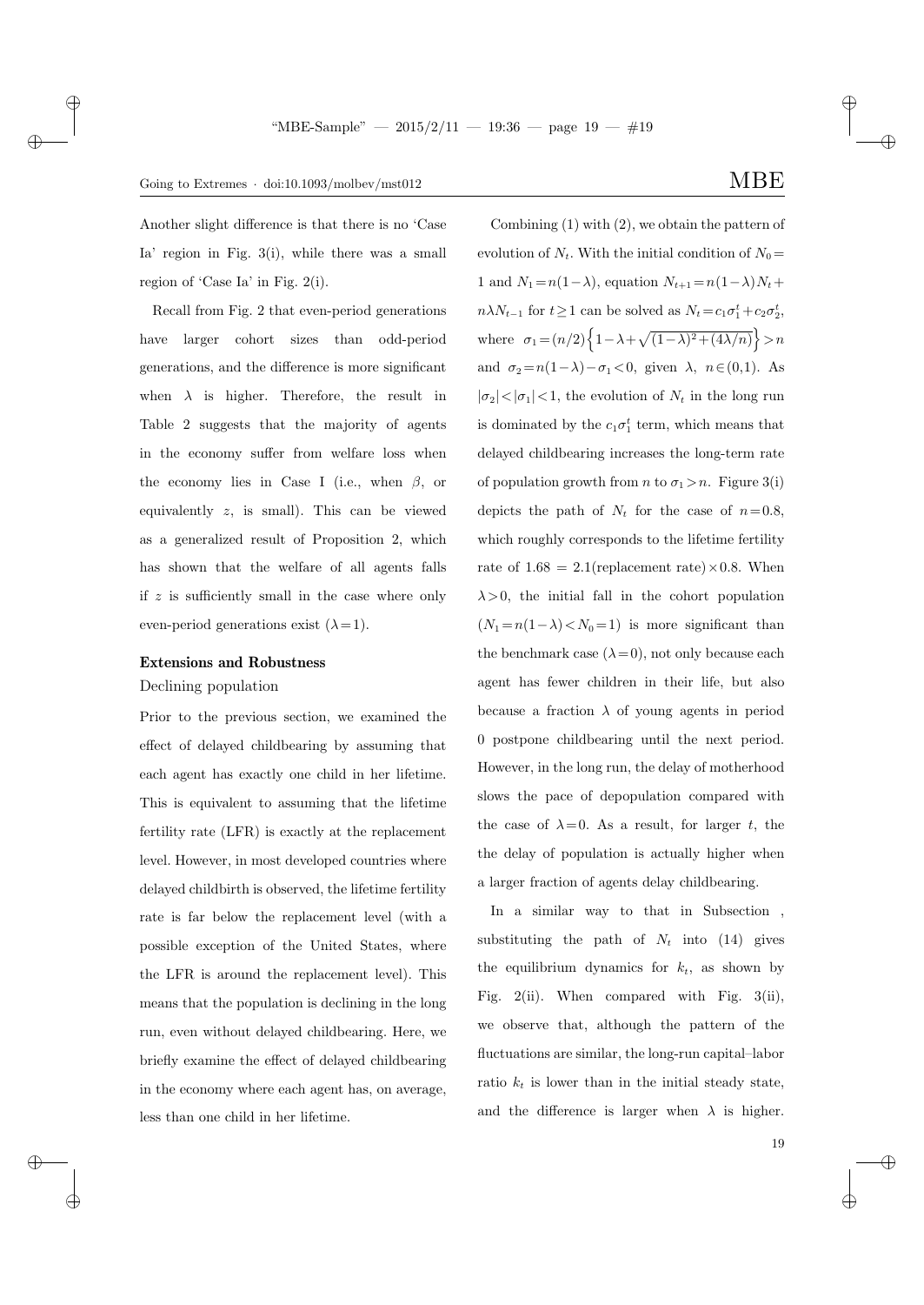Another slight difference is that there is no 'Case Ia' region in Fig. 3(i), while there was a small region of 'Case Ia' in Fig. 2(i).

Recall from Fig. 2 that even-period generations have larger cohort sizes than odd-period generations, and the difference is more significant when $\lambda$ is higher. Therefore, the result in Table 2 suggests that the majority of agents in the economy suffer from welfare loss when the economy lies in Case I (i.e., when $\beta$, or equivalently $z$, is small). This can be viewed as a generalized result of Proposition 2, which has shown that the welfare of all agents falls if $z$ is sufficiently small in the case where only even-period generations exist ($\lambda = 1$).

### Extensions and Robustness

Declining population

Prior to the previous section, we examined the effect of delayed childbearing by assuming that each agent has exactly one child in her lifetime. This is equivalent to assuming that the lifetime fertility rate (LFR) is exactly at the replacement level. However, in most developed countries where delayed childbirth is observed, the lifetime fertility rate is far below the replacement level (with a possible exception of the United States, where the LFR is around the replacement level). This means that the population is declining in the long run, even without delayed childbearing. Here, we briefly examine the effect of delayed childbearing in the economy where each agent has, on average, less than one child in her lifetime.

Combining (1) with (2), we obtain the pattern of evolution of $N_t$. With the initial condition of $N_0 = 1$ and $N_1 = n(1-\lambda)$, equation $N_{t+1} = n(1-\lambda)N_t + n\lambda N_{t-1}$ for $t \geq 1$ can be solved as $N_t = c_1\sigma_1^t + c_2\sigma_2^t$, where $\sigma_1 = (n/2)\left\{1-\lambda+\sqrt{(1-\lambda)^2+(4\lambda/n)}\right\} > n$ and $\sigma_2 = n(1-\lambda) - \sigma_1 < 0$, given $\lambda$, $n \in (0,1)$. As $|\sigma_2| < |\sigma_1| < 1$, the evolution of $N_t$ in the long run is dominated by the $c_1\sigma_1^t$ term, which means that delayed childbearing increases the long-term rate of population growth from $n$ to $\sigma_1 > n$. Figure 3(i) depicts the path of $N_t$ for the case of $n = 0.8$, which roughly corresponds to the lifetime fertility rate of $1.68 = 2.1(\text{replacement rate}) \times 0.8$. When $\lambda > 0$, the initial fall in the cohort population $(N_1 = n(1-\lambda) < N_0 = 1)$ is more significant than the benchmark case ($\lambda = 0$), not only because each agent has fewer children in their life, but also because a fraction $\lambda$ of young agents in period 0 postpone childbearing until the next period. However, in the long run, the delay of motherhood slows the pace of depopulation compared with the case of $\lambda = 0$. As a result, for larger $t$, the the delay of population is actually higher when a larger fraction of agents delay childbearing.

In a similar way to that in Subsection , substituting the path of $N_t$ into (14) gives the equilibrium dynamics for $k_t$, as shown by Fig. 2(ii). When compared with Fig. 3(ii), we observe that, although the pattern of the fluctuations are similar, the long-run capital–labor ratio $k_t$ is lower than in the initial steady state, and the difference is larger when $\lambda$ is higher.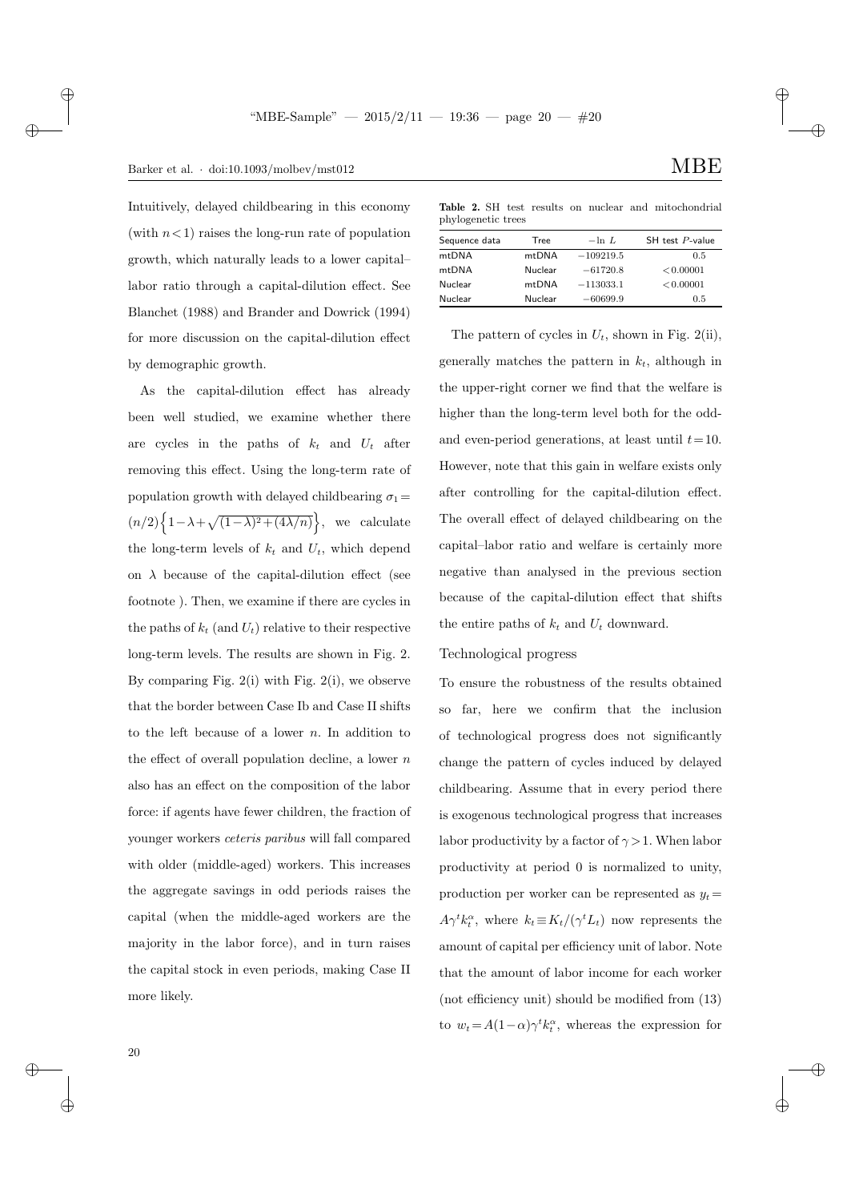Intuitively, delayed childbearing in this economy (with $n<1$) raises the long-run rate of population growth, which naturally leads to a lower capital–labor ratio through a capital-dilution effect. See Blanchet (1988) and Brander and Dowrick (1994) for more discussion on the capital-dilution effect by demographic growth.

As the capital-dilution effect has already been well studied, we examine whether there are cycles in the paths of $k_t$ and $U_t$ after removing this effect. Using the long-term rate of population growth with delayed childbearing $\sigma_1 = (n/2)\left\{1-\lambda+\sqrt{(1-\lambda)^2+(4\lambda/n)}\right\}$, we calculate the long-term levels of $k_t$ and $U_t$, which depend on $\lambda$ because of the capital-dilution effect (see footnote ). Then, we examine if there are cycles in the paths of $k_t$ (and $U_t$) relative to their respective long-term levels. The results are shown in Fig. 2. By comparing Fig. 2(i) with Fig. 2(i), we observe that the border between Case Ib and Case II shifts to the left because of a lower $n$. In addition to the effect of overall population decline, a lower $n$ also has an effect on the composition of the labor force: if agents have fewer children, the fraction of younger workers *ceteris paribus* will fall compared with older (middle-aged) workers. This increases the aggregate savings in odd periods raises the capital (when the middle-aged workers are the majority in the labor force), and in turn raises the capital stock in even periods, making Case II more likely.

**Table 2.** SH test results on nuclear and mitochondrial phylogenetic trees

| Sequence data | Tree | $-\ln L$ | SH test $P$-value |
|---|---|---|---|
| mtDNA | mtDNA | $-109219.5$ | 0.5 |
| mtDNA | Nuclear | $-61720.8$ | $<0.00001$ |
| Nuclear | mtDNA | $-113033.1$ | $<0.00001$ |
| Nuclear | Nuclear | $-60699.9$ | 0.5 |

The pattern of cycles in $U_t$, shown in Fig. 2(ii), generally matches the pattern in $k_t$, although in the upper-right corner we find that the welfare is higher than the long-term level both for the odd- and even-period generations, at least until $t=10$. However, note that this gain in welfare exists only after controlling for the capital-dilution effect. The overall effect of delayed childbearing on the capital–labor ratio and welfare is certainly more negative than analysed in the previous section because of the capital-dilution effect that shifts the entire paths of $k_t$ and $U_t$ downward.

### Technological progress

To ensure the robustness of the results obtained so far, here we confirm that the inclusion of technological progress does not significantly change the pattern of cycles induced by delayed childbearing. Assume that in every period there is exogenous technological progress that increases labor productivity by a factor of $\gamma>1$. When labor productivity at period 0 is normalized to unity, production per worker can be represented as $y_t = A\gamma^t k_t^\alpha$, where $k_t \equiv K_t/(\gamma^t L_t)$ now represents the amount of capital per efficiency unit of labor. Note that the amount of labor income for each worker (not efficiency unit) should be modified from (13) to $w_t = A(1-\alpha)\gamma^t k_t^\alpha$, whereas the expression for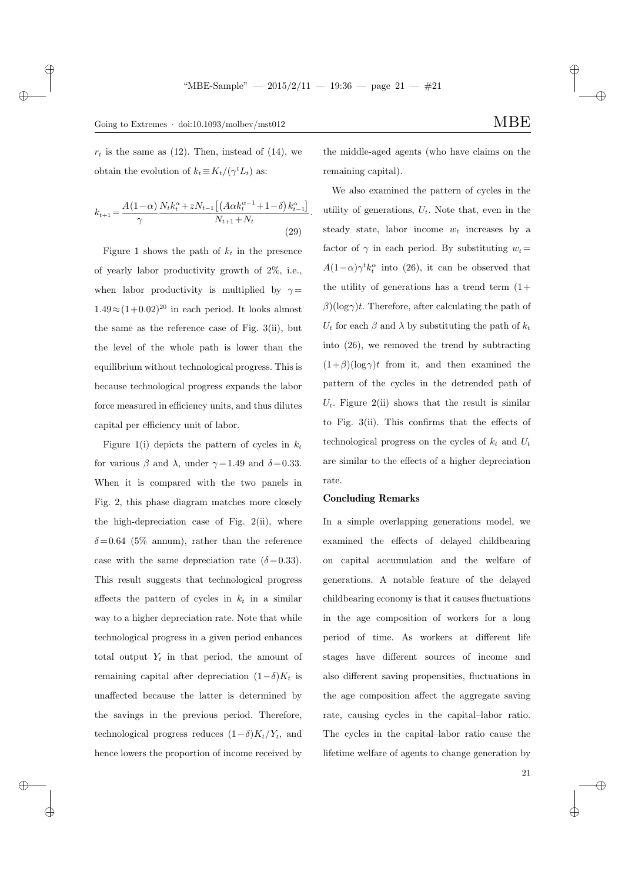$r_t$ is the same as (12). Then, instead of (14), we obtain the evolution of $k_t \equiv K_t/(\gamma^t L_t)$ as:

$$k_{t+1} = \frac{A(1-\alpha)}{\gamma} \frac{N_t k_t^\alpha + z N_{t-1}\left[\left(A\alpha k_t^{\alpha-1} + 1 - \delta\right) k_{t-1}^\alpha\right]}{N_{t+1} + N_t}. \tag{29}$$

Figure 1 shows the path of $k_t$ in the presence of yearly labor productivity growth of 2%, i.e., when labor productivity is multiplied by $\gamma = 1.49 \approx (1+0.02)^{20}$ in each period. It looks almost the same as the reference case of Fig. 3(ii), but the level of the whole path is lower than the equilibrium without technological progress. This is because technological progress expands the labor force measured in efficiency units, and thus dilutes capital per efficiency unit of labor.

Figure 1(i) depicts the pattern of cycles in $k_t$ for various $\beta$ and $\lambda$, under $\gamma = 1.49$ and $\delta = 0.33$. When it is compared with the two panels in Fig. 2, this phase diagram matches more closely the high-depreciation case of Fig. 2(ii), where $\delta = 0.64$ (5% annum), rather than the reference case with the same depreciation rate ($\delta = 0.33$). This result suggests that technological progress affects the pattern of cycles in $k_t$ in a similar way to a higher depreciation rate. Note that while technological progress in a given period enhances total output $Y_t$ in that period, the amount of remaining capital after depreciation $(1-\delta)K_t$ is unaffected because the latter is determined by the savings in the previous period. Therefore, technological progress reduces $(1-\delta)K_t/Y_t$, and hence lowers the proportion of income received by the middle-aged agents (who have claims on the remaining capital).

We also examined the pattern of cycles in the utility of generations, $U_t$. Note that, even in the steady state, labor income $w_t$ increases by a factor of $\gamma$ in each period. By substituting $w_t = A(1-\alpha)\gamma^t k_t^\alpha$ into (26), it can be observed that the utility of generations has a trend term $(1+\beta)(\log\gamma)t$. Therefore, after calculating the path of $U_t$ for each $\beta$ and $\lambda$ by substituting the path of $k_t$ into (26), we removed the trend by subtracting $(1+\beta)(\log\gamma)t$ from it, and then examined the pattern of the cycles in the detrended path of $U_t$. Figure 2(ii) shows that the result is similar to Fig. 3(ii). This confirms that the effects of technological progress on the cycles of $k_t$ and $U_t$ are similar to the effects of a higher depreciation rate.

## Concluding Remarks

In a simple overlapping generations model, we examined the effects of delayed childbearing on capital accumulation and the welfare of generations. A notable feature of the delayed childbearing economy is that it causes fluctuations in the age composition of workers for a long period of time. As workers at different life stages have different sources of income and also different saving propensities, fluctuations in the age composition affect the aggregate saving rate, causing cycles in the capital–labor ratio. The cycles in the capital–labor ratio cause the lifetime welfare of agents to change generation by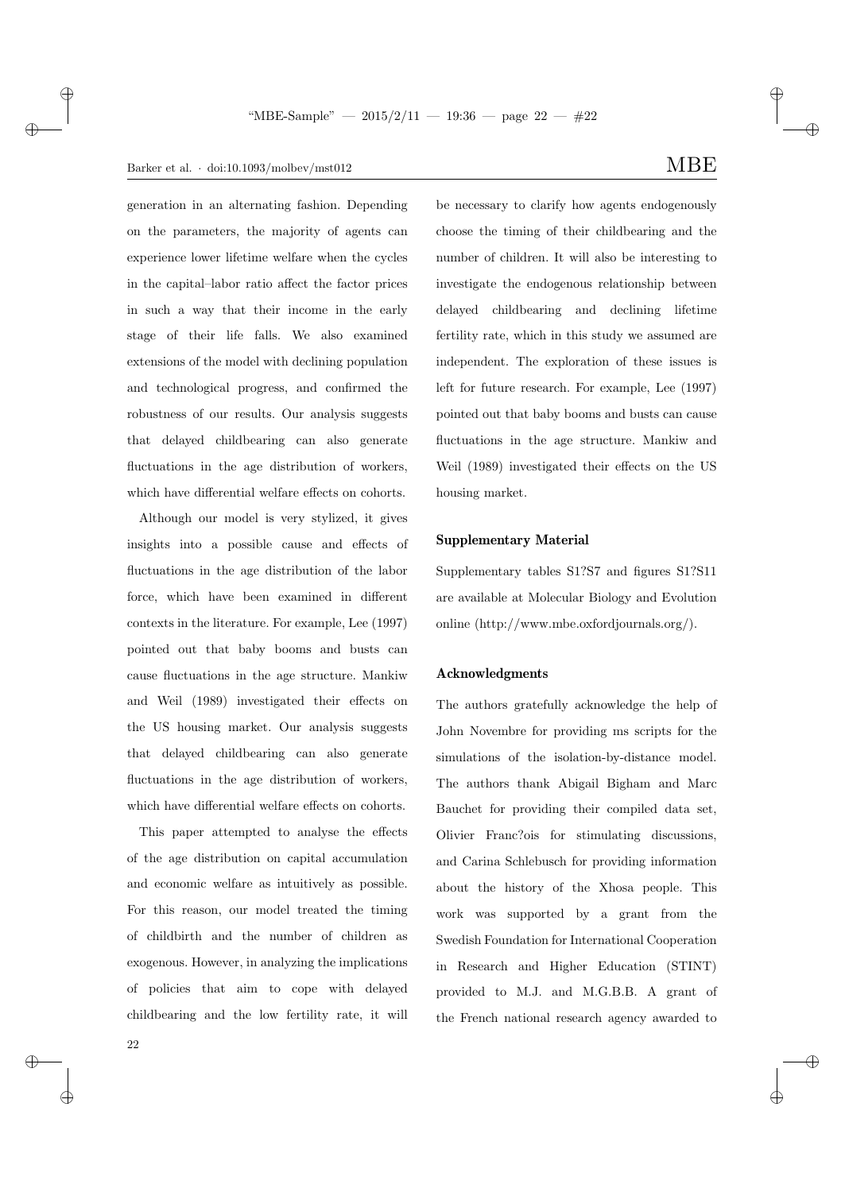generation in an alternating fashion. Depending on the parameters, the majority of agents can experience lower lifetime welfare when the cycles in the capital–labor ratio affect the factor prices in such a way that their income in the early stage of their life falls. We also examined extensions of the model with declining population and technological progress, and confirmed the robustness of our results. Our analysis suggests that delayed childbearing can also generate fluctuations in the age distribution of workers, which have differential welfare effects on cohorts.

Although our model is very stylized, it gives insights into a possible cause and effects of fluctuations in the age distribution of the labor force, which have been examined in different contexts in the literature. For example, Lee (1997) pointed out that baby booms and busts can cause fluctuations in the age structure. Mankiw and Weil (1989) investigated their effects on the US housing market. Our analysis suggests that delayed childbearing can also generate fluctuations in the age distribution of workers, which have differential welfare effects on cohorts.

This paper attempted to analyse the effects of the age distribution on capital accumulation and economic welfare as intuitively as possible. For this reason, our model treated the timing of childbirth and the number of children as exogenous. However, in analyzing the implications of policies that aim to cope with delayed childbearing and the low fertility rate, it will be necessary to clarify how agents endogenously choose the timing of their childbearing and the number of children. It will also be interesting to investigate the endogenous relationship between delayed childbearing and declining lifetime fertility rate, which in this study we assumed are independent. The exploration of these issues is left for future research. For example, Lee (1997) pointed out that baby booms and busts can cause fluctuations in the age structure. Mankiw and Weil (1989) investigated their effects on the US housing market.

## Supplementary Material

Supplementary tables S1?S7 and figures S1?S11 are available at Molecular Biology and Evolution online (http://www.mbe.oxfordjournals.org/).

## Acknowledgments

The authors gratefully acknowledge the help of John Novembre for providing ms scripts for the simulations of the isolation-by-distance model. The authors thank Abigail Bigham and Marc Bauchet for providing their compiled data set, Olivier Franc?ois for stimulating discussions, and Carina Schlebusch for providing information about the history of the Xhosa people. This work was supported by a grant from the Swedish Foundation for International Cooperation in Research and Higher Education (STINT) provided to M.J. and M.G.B.B. A grant of the French national research agency awarded to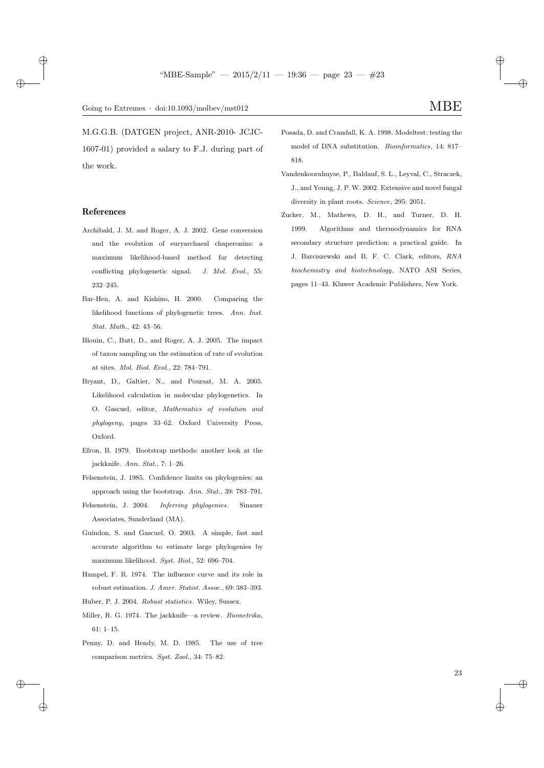M.G.G.B. (DATGEN project, ANR-2010- JCJC-1607-01) provided a salary to F.J. during part of the work.

## References

Archibald, J. M. and Roger, A. J. 2002. Gene conversion and the evolution of euryarchaeal chaperonins: a maximum likelihood-based method for detecting conflicting phylogenetic signal. *J. Mol. Evol.*, 55: 232–245.

Bar-Hen, A. and Kishino, H. 2000. Comparing the likelihood functions of phylogenetic trees. *Ann. Inst. Stat. Math.*, 42: 43–56.

Blouin, C., Butt, D., and Roger, A. J. 2005. The impact of taxon sampling on the estimation of rate of evolution at sites. *Mol. Biol. Evol.*, 22: 784–791.

Bryant, D., Galtier, N., and Poursat, M. A. 2005. Likelihood calculation in molecular phylogenetics. In O. Gascuel, editor, *Mathematics of evolution and phylogeny*, pages 33–62. Oxford University Press, Oxford.

Efron, B. 1979. Bootstrap methods: another look at the jackknife. *Ann. Stat.*, 7: 1–26.

Felsenstein, J. 1985. Confidence limits on phylogenies: an approach using the bootstrap. *Ann. Stat.*, 39: 783–791.

Felsenstein, J. 2004. *Inferring phylogenies*. Sinauer Associates, Sunderland (MA).

Guindon, S. and Gascuel, O. 2003. A simple, fast and accurate algorithm to estimate large phylogenies by maximum likelihood. *Syst. Biol.*, 52: 696–704.

Hampel, F. R. 1974. The influence curve and its role in robust estimation. *J. Amer. Statist. Assoc.*, 69: 383–393.

Huber, P. J. 2004. *Robust statistics*. Wiley, Sussex.

Miller, R. G. 1974. The jackknife—a review. *Biometrika*, 61: 1–15.

Penny, D. and Hendy, M. D. 1985. The use of tree comparison metrics. *Syst. Zool.*, 34: 75–82.

Posada, D. and Crandall, K. A. 1998. Modeltest: testing the model of DNA substitution. *Bioinformatics*, 14: 817–818.

Vandenkoornhuyse, P., Baldauf, S. L., Leyval, C., Straczek, J., and Young, J. P. W. 2002. Extensive and novel fungal diversity in plant roots. *Science*, 295: 2051.

Zucker, M., Mathews, D. H., and Turner, D. H. 1999. Algorithms and thermodynamics for RNA secondary structure prediction: a practical guide. In J. Barciszewski and B. F. C. Clark, editors, *RNA biochemistry and biotechnology*, NATO ASI Series, pages 11–43. Kluwer Academic Publishers, New York.